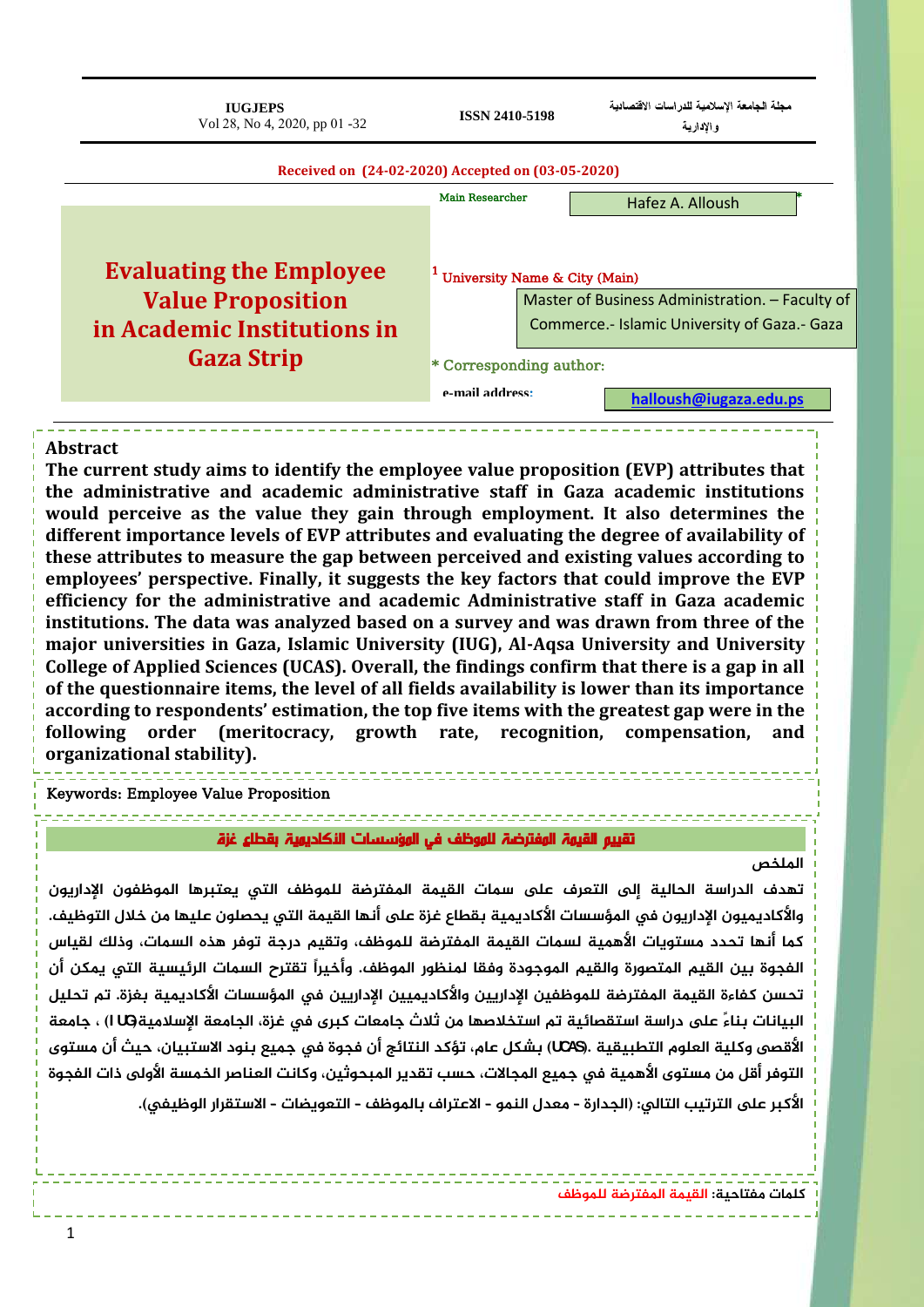Received on (24-02-2020) Accepted on (03-05-2020)

# Evaluating the Employee Value Proposition in Academic Institutions in Gaza Strip

Main Researcher: Hafez A. Alloush*

[1] University Name & City (Main)

Master of Business Administration. – Faculty of Commerce.- Islamic University of Gaza.- Gaza

* Corresponding author:

e-mail address: halloush@iugaza.edu.ps

## Abstract

**The current study aims to identify the employee value proposition (EVP) attributes that the administrative and academic administrative staff in Gaza academic institutions would perceive as the value they gain through employment. It also determines the different importance levels of EVP attributes and evaluating the degree of availability of these attributes to measure the gap between perceived and existing values according to employees' perspective. Finally, it suggests the key factors that could improve the EVP efficiency for the administrative and academic Administrative staff in Gaza academic institutions. The data was analyzed based on a survey and was drawn from three of the major universities in Gaza, Islamic University (IUG), Al-Aqsa University and University College of Applied Sciences (UCAS). Overall, the findings confirm that there is a gap in all of the questionnaire items, the level of all fields availability is lower than its importance according to respondents' estimation, the top five items with the greatest gap were in the following order (meritocracy, growth rate, recognition, compensation, and organizational stability).**

Keywords: Employee Value Proposition

## تقييم القيمة المفترضة للموظف في المؤسسات الأكاديمية بقطاع غزة

### الملخص

**تهدف الدراسة الحالية إلى التعرف على سمات القيمة المفترضة للموظف التي يعتبرها الموظفون الإداريون والأكاديميون الإداريون في المؤسسات الأكاديمية بقطاع غزة على أنها القيمة التي يحصلون عليها من خلال التوظيف. كما أنها تحدد مستويات الأهمية لسمات القيمة المفترضة للموظف، وتقيم درجة توفر هذه السمات، وذلك لقياس الفجوة بين القيم المتصورة والقيم الموجودة وفقا لمنظور الموظف. وأخيراً تقترح السمات الرئيسية التي يمكن أن تحسن كفاءة القيمة المفترضة للموظفين الإداريين والأكاديميين الإداريين في المؤسسات الأكاديمية بغزة. تم تحليل البيانات بناءً على دراسة استقصائية تم استخلاصها من ثلاث جامعات كبرى في غزة، الجامعة الإسلامية(IUG) ، جامعة الأقصى وكلية العلوم التطبيقية .(UCAS) بشكل عام، تؤكد النتائج أن فجوة في جميع بنود الاستبيان، حيث أن مستوى التوفر أقل من مستوى الأهمية في جميع المجالات، حسب تقدير المبحوثين، وكانت العناصر الخمسة الأولى ذات الفجوة الأكبر على الترتيب التالي: (الجدارة - معدل النمو - الاعتراف بالموظف - التعويضات - الاستقرار الوظيفي).**

كلمات مفتاحية: القيمة المفترضة للموظف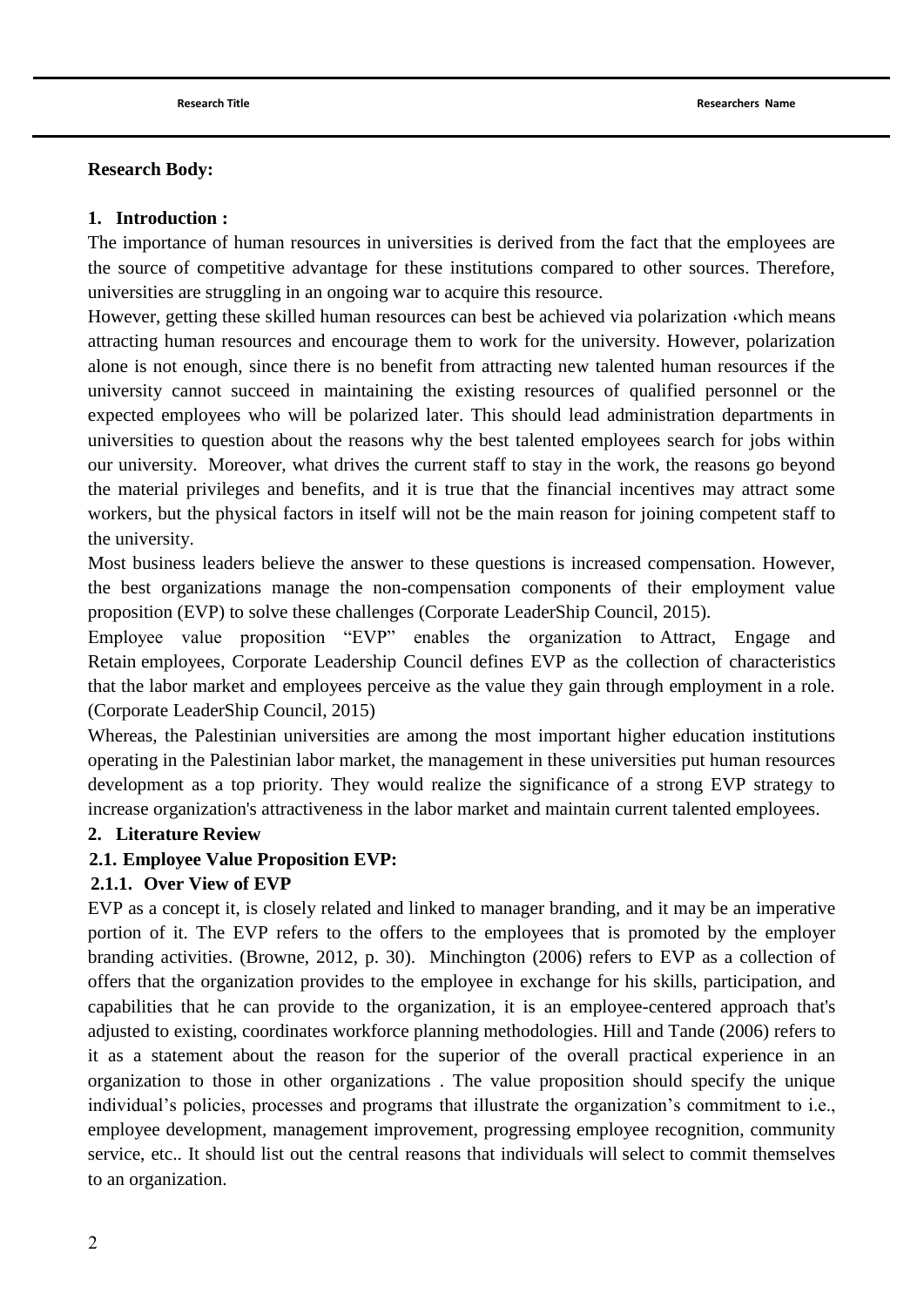**Research Body:**

## 1. Introduction :

The importance of human resources in universities is derived from the fact that the employees are the source of competitive advantage for these institutions compared to other sources. Therefore, universities are struggling in an ongoing war to acquire this resource.

However, getting these skilled human resources can best be achieved via polarization ،which means attracting human resources and encourage them to work for the university. However, polarization alone is not enough, since there is no benefit from attracting new talented human resources if the university cannot succeed in maintaining the existing resources of qualified personnel or the expected employees who will be polarized later. This should lead administration departments in universities to question about the reasons why the best talented employees search for jobs within our university. Moreover, what drives the current staff to stay in the work, the reasons go beyond the material privileges and benefits, and it is true that the financial incentives may attract some workers, but the physical factors in itself will not be the main reason for joining competent staff to the university.

Most business leaders believe the answer to these questions is increased compensation. However, the best organizations manage the non-compensation components of their employment value proposition (EVP) to solve these challenges (Corporate LeaderShip Council, 2015).

Employee value proposition "EVP" enables the organization to Attract, Engage and Retain employees, Corporate Leadership Council defines EVP as the collection of characteristics that the labor market and employees perceive as the value they gain through employment in a role. (Corporate LeaderShip Council, 2015)

Whereas, the Palestinian universities are among the most important higher education institutions operating in the Palestinian labor market, the management in these universities put human resources development as a top priority. They would realize the significance of a strong EVP strategy to increase organization's attractiveness in the labor market and maintain current talented employees.

## 2. Literature Review

### 2.1. Employee Value Proposition EVP:

#### 2.1.1. Over View of EVP

EVP as a concept it, is closely related and linked to manager branding, and it may be an imperative portion of it. The EVP refers to the offers to the employees that is promoted by the employer branding activities. (Browne, 2012, p. 30). Minchington (2006) refers to EVP as a collection of offers that the organization provides to the employee in exchange for his skills, participation, and capabilities that he can provide to the organization, it is an employee-centered approach that's adjusted to existing, coordinates workforce planning methodologies. Hill and Tande (2006) refers to it as a statement about the reason for the superior of the overall practical experience in an organization to those in other organizations . The value proposition should specify the unique individual's policies, processes and programs that illustrate the organization's commitment to i.e., employee development, management improvement, progressing employee recognition, community service, etc.. It should list out the central reasons that individuals will select to commit themselves to an organization.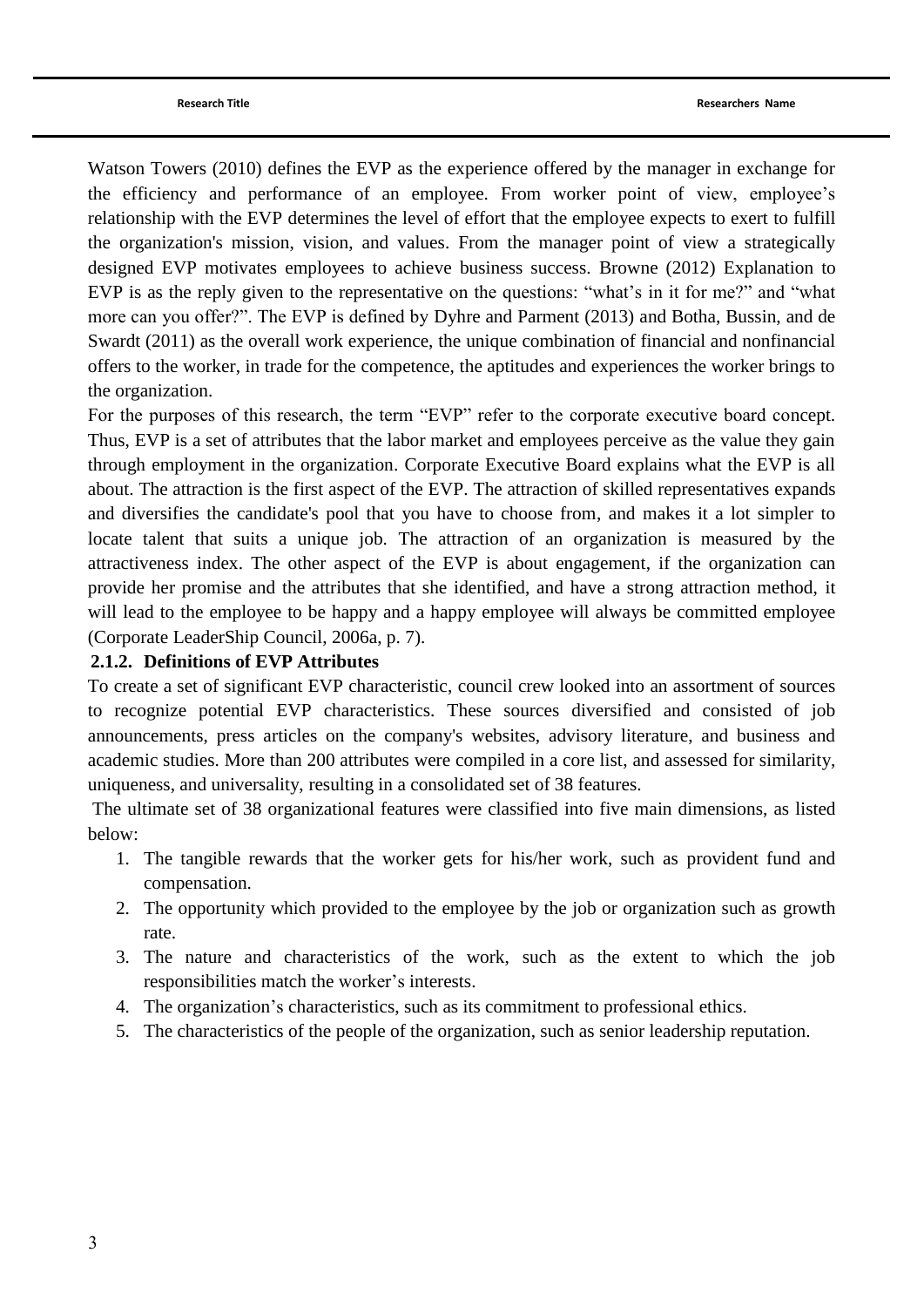Watson Towers (2010) defines the EVP as the experience offered by the manager in exchange for the efficiency and performance of an employee. From worker point of view, employee's relationship with the EVP determines the level of effort that the employee expects to exert to fulfill the organization's mission, vision, and values. From the manager point of view a strategically designed EVP motivates employees to achieve business success. Browne (2012) Explanation to EVP is as the reply given to the representative on the questions: "what's in it for me?" and "what more can you offer?". The EVP is defined by Dyhre and Parment (2013) and Botha, Bussin, and de Swardt (2011) as the overall work experience, the unique combination of financial and nonfinancial offers to the worker, in trade for the competence, the aptitudes and experiences the worker brings to the organization.

For the purposes of this research, the term "EVP" refer to the corporate executive board concept. Thus, EVP is a set of attributes that the labor market and employees perceive as the value they gain through employment in the organization. Corporate Executive Board explains what the EVP is all about. The attraction is the first aspect of the EVP. The attraction of skilled representatives expands and diversifies the candidate's pool that you have to choose from, and makes it a lot simpler to locate talent that suits a unique job. The attraction of an organization is measured by the attractiveness index. The other aspect of the EVP is about engagement, if the organization can provide her promise and the attributes that she identified, and have a strong attraction method, it will lead to the employee to be happy and a happy employee will always be committed employee (Corporate LeaderShip Council, 2006a, p. 7).

### 2.1.2. Definitions of EVP Attributes

To create a set of significant EVP characteristic, council crew looked into an assortment of sources to recognize potential EVP characteristics. These sources diversified and consisted of job announcements, press articles on the company's websites, advisory literature, and business and academic studies. More than 200 attributes were compiled in a core list, and assessed for similarity, uniqueness, and universality, resulting in a consolidated set of 38 features.

The ultimate set of 38 organizational features were classified into five main dimensions, as listed below:

1. The tangible rewards that the worker gets for his/her work, such as provident fund and compensation.
2. The opportunity which provided to the employee by the job or organization such as growth rate.
3. The nature and characteristics of the work, such as the extent to which the job responsibilities match the worker's interests.
4. The organization's characteristics, such as its commitment to professional ethics.
5. The characteristics of the people of the organization, such as senior leadership reputation.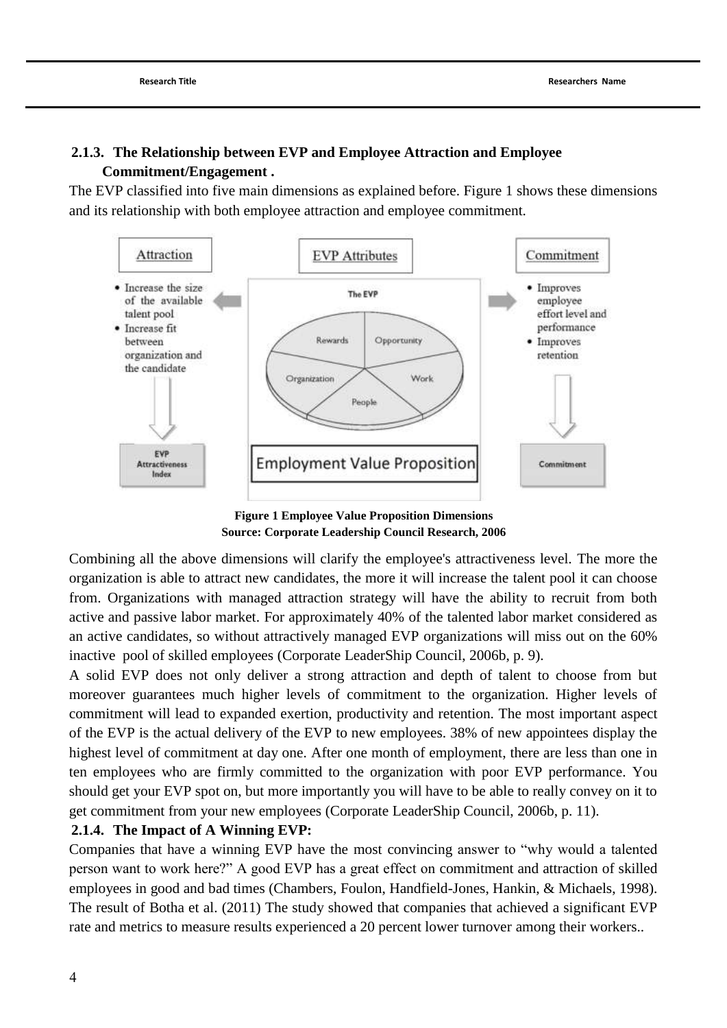### 2.1.3. The Relationship between EVP and Employee Attraction and Employee Commitment/Engagement .

The EVP classified into five main dimensions as explained before. Figure 1 shows these dimensions and its relationship with both employee attraction and employee commitment.

**Figure 1 Employee Value Proposition Dimensions**
**Source: Corporate Leadership Council Research, 2006**

Combining all the above dimensions will clarify the employee's attractiveness level. The more the organization is able to attract new candidates, the more it will increase the talent pool it can choose from. Organizations with managed attraction strategy will have the ability to recruit from both active and passive labor market. For approximately 40% of the talented labor market considered as an active candidates, so without attractively managed EVP organizations will miss out on the 60% inactive pool of skilled employees (Corporate LeaderShip Council, 2006b, p. 9).

A solid EVP does not only deliver a strong attraction and depth of talent to choose from but moreover guarantees much higher levels of commitment to the organization. Higher levels of commitment will lead to expanded exertion, productivity and retention. The most important aspect of the EVP is the actual delivery of the EVP to new employees. 38% of new appointees display the highest level of commitment at day one. After one month of employment, there are less than one in ten employees who are firmly committed to the organization with poor EVP performance. You should get your EVP spot on, but more importantly you will have to be able to really convey on it to get commitment from your new employees (Corporate LeaderShip Council, 2006b, p. 11).

### 2.1.4. The Impact of A Winning EVP:

Companies that have a winning EVP have the most convincing answer to "why would a talented person want to work here?" A good EVP has a great effect on commitment and attraction of skilled employees in good and bad times (Chambers, Foulon, Handfield-Jones, Hankin, & Michaels, 1998). The result of Botha et al. (2011) The study showed that companies that achieved a significant EVP rate and metrics to measure results experienced a 20 percent lower turnover among their workers..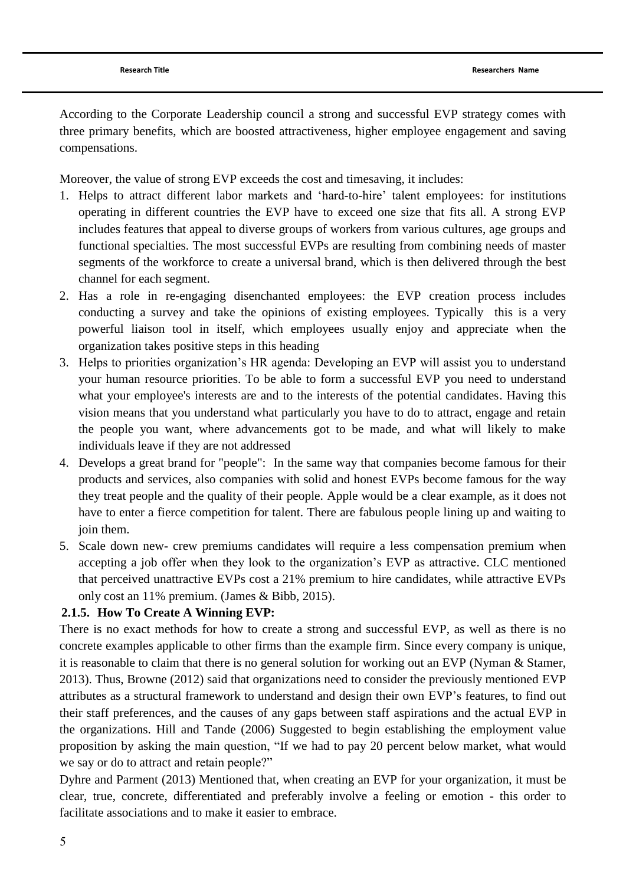According to the Corporate Leadership council a strong and successful EVP strategy comes with three primary benefits, which are boosted attractiveness, higher employee engagement and saving compensations.

Moreover, the value of strong EVP exceeds the cost and timesaving, it includes:

1. Helps to attract different labor markets and 'hard-to-hire' talent employees: for institutions operating in different countries the EVP have to exceed one size that fits all. A strong EVP includes features that appeal to diverse groups of workers from various cultures, age groups and functional specialties. The most successful EVPs are resulting from combining needs of master segments of the workforce to create a universal brand, which is then delivered through the best channel for each segment.
2. Has a role in re-engaging disenchanted employees: the EVP creation process includes conducting a survey and take the opinions of existing employees. Typically this is a very powerful liaison tool in itself, which employees usually enjoy and appreciate when the organization takes positive steps in this heading
3. Helps to priorities organization's HR agenda: Developing an EVP will assist you to understand your human resource priorities. To be able to form a successful EVP you need to understand what your employee's interests are and to the interests of the potential candidates. Having this vision means that you understand what particularly you have to do to attract, engage and retain the people you want, where advancements got to be made, and what will likely to make individuals leave if they are not addressed
4. Develops a great brand for "people": In the same way that companies become famous for their products and services, also companies with solid and honest EVPs become famous for the way they treat people and the quality of their people. Apple would be a clear example, as it does not have to enter a fierce competition for talent. There are fabulous people lining up and waiting to join them.
5. Scale down new- crew premiums candidates will require a less compensation premium when accepting a job offer when they look to the organization's EVP as attractive. CLC mentioned that perceived unattractive EVPs cost a 21% premium to hire candidates, while attractive EVPs only cost an 11% premium. (James & Bibb, 2015).

### 2.1.5. How To Create A Winning EVP:

There is no exact methods for how to create a strong and successful EVP, as well as there is no concrete examples applicable to other firms than the example firm. Since every company is unique, it is reasonable to claim that there is no general solution for working out an EVP (Nyman & Stamer, 2013). Thus, Browne (2012) said that organizations need to consider the previously mentioned EVP attributes as a structural framework to understand and design their own EVP's features, to find out their staff preferences, and the causes of any gaps between staff aspirations and the actual EVP in the organizations. Hill and Tande (2006) Suggested to begin establishing the employment value proposition by asking the main question, "If we had to pay 20 percent below market, what would we say or do to attract and retain people?"

Dyhre and Parment (2013) Mentioned that, when creating an EVP for your organization, it must be clear, true, concrete, differentiated and preferably involve a feeling or emotion - this order to facilitate associations and to make it easier to embrace.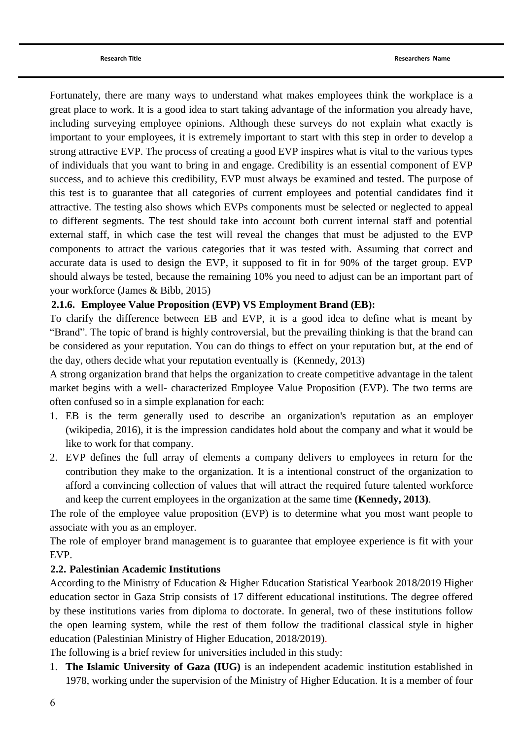Fortunately, there are many ways to understand what makes employees think the workplace is a great place to work. It is a good idea to start taking advantage of the information you already have, including surveying employee opinions. Although these surveys do not explain what exactly is important to your employees, it is extremely important to start with this step in order to develop a strong attractive EVP. The process of creating a good EVP inspires what is vital to the various types of individuals that you want to bring in and engage. Credibility is an essential component of EVP success, and to achieve this credibility, EVP must always be examined and tested. The purpose of this test is to guarantee that all categories of current employees and potential candidates find it attractive. The testing also shows which EVPs components must be selected or neglected to appeal to different segments. The test should take into account both current internal staff and potential external staff, in which case the test will reveal the changes that must be adjusted to the EVP components to attract the various categories that it was tested with. Assuming that correct and accurate data is used to design the EVP, it supposed to fit in for 90% of the target group. EVP should always be tested, because the remaining 10% you need to adjust can be an important part of your workforce (James & Bibb, 2015)

### 2.1.6. Employee Value Proposition (EVP) VS Employment Brand (EB):

To clarify the difference between EB and EVP, it is a good idea to define what is meant by "Brand". The topic of brand is highly controversial, but the prevailing thinking is that the brand can be considered as your reputation. You can do things to effect on your reputation but, at the end of the day, others decide what your reputation eventually is (Kennedy, 2013)

A strong organization brand that helps the organization to create competitive advantage in the talent market begins with a well- characterized Employee Value Proposition (EVP). The two terms are often confused so in a simple explanation for each:

1. EB is the term generally used to describe an organization's reputation as an employer (wikipedia, 2016), it is the impression candidates hold about the company and what it would be like to work for that company.
2. EVP defines the full array of elements a company delivers to employees in return for the contribution they make to the organization. It is a intentional construct of the organization to afford a convincing collection of values that will attract the required future talented workforce and keep the current employees in the organization at the same time **(Kennedy, 2013)**.

The role of the employee value proposition (EVP) is to determine what you most want people to associate with you as an employer.

The role of employer brand management is to guarantee that employee experience is fit with your EVP.

## 2.2. Palestinian Academic Institutions

According to the Ministry of Education & Higher Education Statistical Yearbook 2018/2019 Higher education sector in Gaza Strip consists of 17 different educational institutions. The degree offered by these institutions varies from diploma to doctorate. In general, two of these institutions follow the open learning system, while the rest of them follow the traditional classical style in higher education (Palestinian Ministry of Higher Education, 2018/2019).

The following is a brief review for universities included in this study:

1. **The Islamic University of Gaza (IUG)** is an independent academic institution established in 1978, working under the supervision of the Ministry of Higher Education. It is a member of four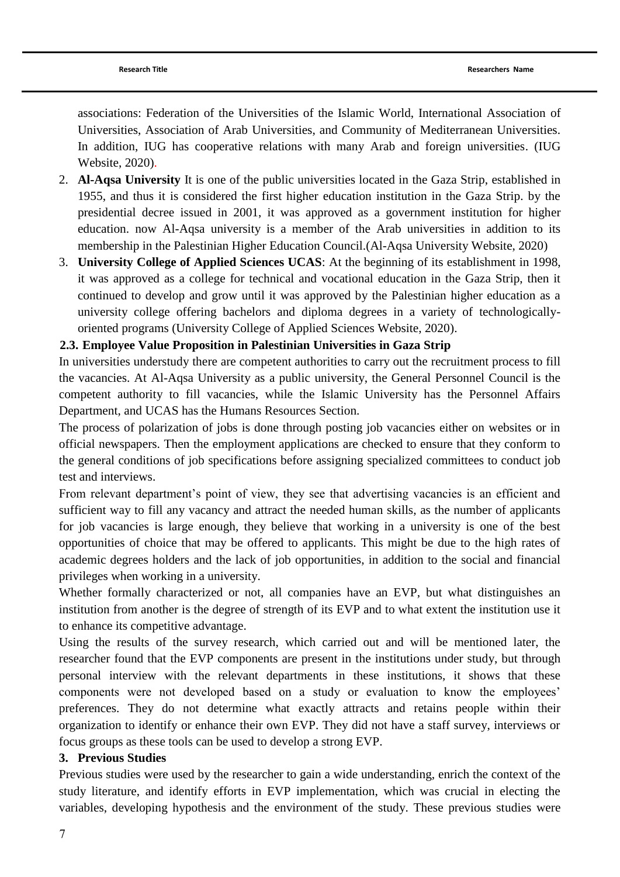associations: Federation of the Universities of the Islamic World, International Association of Universities, Association of Arab Universities, and Community of Mediterranean Universities. In addition, IUG has cooperative relations with many Arab and foreign universities. (IUG Website, 2020).

2. **Al-Aqsa University** It is one of the public universities located in the Gaza Strip, established in 1955, and thus it is considered the first higher education institution in the Gaza Strip. by the presidential decree issued in 2001, it was approved as a government institution for higher education. now Al-Aqsa university is a member of the Arab universities in addition to its membership in the Palestinian Higher Education Council.(Al-Aqsa University Website, 2020)
3. **University College of Applied Sciences UCAS**: At the beginning of its establishment in 1998, it was approved as a college for technical and vocational education in the Gaza Strip, then it continued to develop and grow until it was approved by the Palestinian higher education as a university college offering bachelors and diploma degrees in a variety of technologically-oriented programs (University College of Applied Sciences Website, 2020).

### 2.3. Employee Value Proposition in Palestinian Universities in Gaza Strip

In universities understudy there are competent authorities to carry out the recruitment process to fill the vacancies. At Al-Aqsa University as a public university, the General Personnel Council is the competent authority to fill vacancies, while the Islamic University has the Personnel Affairs Department, and UCAS has the Humans Resources Section.

The process of polarization of jobs is done through posting job vacancies either on websites or in official newspapers. Then the employment applications are checked to ensure that they conform to the general conditions of job specifications before assigning specialized committees to conduct job test and interviews.

From relevant department's point of view, they see that advertising vacancies is an efficient and sufficient way to fill any vacancy and attract the needed human skills, as the number of applicants for job vacancies is large enough, they believe that working in a university is one of the best opportunities of choice that may be offered to applicants. This might be due to the high rates of academic degrees holders and the lack of job opportunities, in addition to the social and financial privileges when working in a university.

Whether formally characterized or not, all companies have an EVP, but what distinguishes an institution from another is the degree of strength of its EVP and to what extent the institution use it to enhance its competitive advantage.

Using the results of the survey research, which carried out and will be mentioned later, the researcher found that the EVP components are present in the institutions under study, but through personal interview with the relevant departments in these institutions, it shows that these components were not developed based on a study or evaluation to know the employees' preferences. They do not determine what exactly attracts and retains people within their organization to identify or enhance their own EVP. They did not have a staff survey, interviews or focus groups as these tools can be used to develop a strong EVP.

## 3. Previous Studies

Previous studies were used by the researcher to gain a wide understanding, enrich the context of the study literature, and identify efforts in EVP implementation, which was crucial in electing the variables, developing hypothesis and the environment of the study. These previous studies were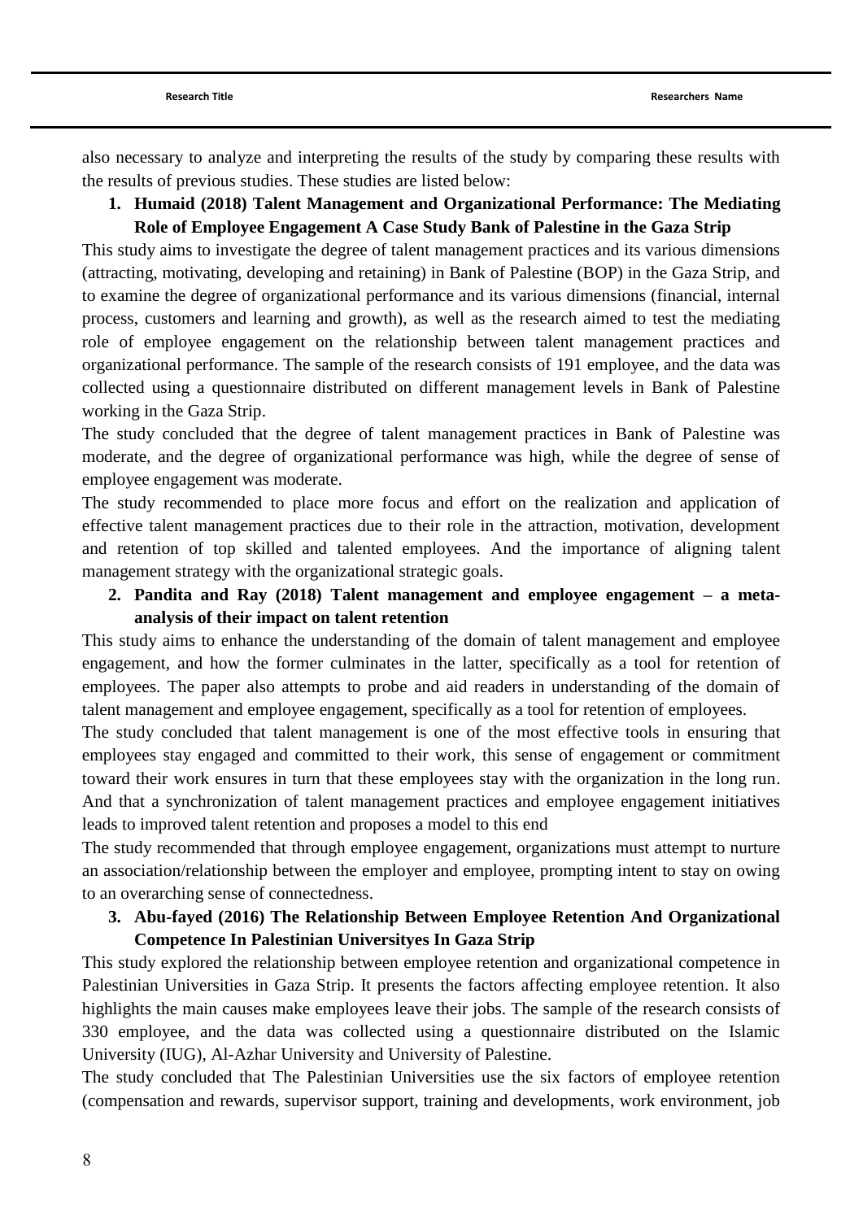also necessary to analyze and interpreting the results of the study by comparing these results with the results of previous studies. These studies are listed below:

1. **Humaid (2018) Talent Management and Organizational Performance: The Mediating Role of Employee Engagement A Case Study Bank of Palestine in the Gaza Strip**

This study aims to investigate the degree of talent management practices and its various dimensions (attracting, motivating, developing and retaining) in Bank of Palestine (BOP) in the Gaza Strip, and to examine the degree of organizational performance and its various dimensions (financial, internal process, customers and learning and growth), as well as the research aimed to test the mediating role of employee engagement on the relationship between talent management practices and organizational performance. The sample of the research consists of 191 employee, and the data was collected using a questionnaire distributed on different management levels in Bank of Palestine working in the Gaza Strip.

The study concluded that the degree of talent management practices in Bank of Palestine was moderate, and the degree of organizational performance was high, while the degree of sense of employee engagement was moderate.

The study recommended to place more focus and effort on the realization and application of effective talent management practices due to their role in the attraction, motivation, development and retention of top skilled and talented employees. And the importance of aligning talent management strategy with the organizational strategic goals.

2. **Pandita and Ray (2018) Talent management and employee engagement – a meta-analysis of their impact on talent retention**

This study aims to enhance the understanding of the domain of talent management and employee engagement, and how the former culminates in the latter, specifically as a tool for retention of employees. The paper also attempts to probe and aid readers in understanding of the domain of talent management and employee engagement, specifically as a tool for retention of employees.

The study concluded that talent management is one of the most effective tools in ensuring that employees stay engaged and committed to their work, this sense of engagement or commitment toward their work ensures in turn that these employees stay with the organization in the long run. And that a synchronization of talent management practices and employee engagement initiatives leads to improved talent retention and proposes a model to this end

The study recommended that through employee engagement, organizations must attempt to nurture an association/relationship between the employer and employee, prompting intent to stay on owing to an overarching sense of connectedness.

3. **Abu-fayed (2016) The Relationship Between Employee Retention And Organizational Competence In Palestinian Universityes In Gaza Strip**

This study explored the relationship between employee retention and organizational competence in Palestinian Universities in Gaza Strip. It presents the factors affecting employee retention. It also highlights the main causes make employees leave their jobs. The sample of the research consists of 330 employee, and the data was collected using a questionnaire distributed on the Islamic University (IUG), Al-Azhar University and University of Palestine.

The study concluded that The Palestinian Universities use the six factors of employee retention (compensation and rewards, supervisor support, training and developments, work environment, job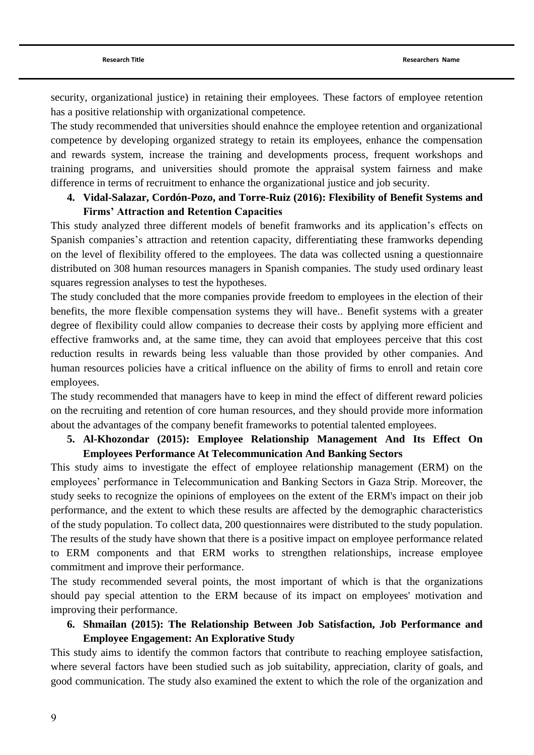security, organizational justice) in retaining their employees. These factors of employee retention has a positive relationship with organizational competence.

The study recommended that universities should enahnce the employee retention and organizational competence by developing organized strategy to retain its employees, enhance the compensation and rewards system, increase the training and developments process, frequent workshops and training programs, and universities should promote the appraisal system fairness and make difference in terms of recruitment to enhance the organizational justice and job security.

4. **Vidal-Salazar, Cordón-Pozo, and Torre-Ruiz (2016): Flexibility of Benefit Systems and Firms' Attraction and Retention Capacities**

This study analyzed three different models of benefit framworks and its application's effects on Spanish companies's attraction and retention capacity, differentiating these framworks depending on the level of flexibility offered to the employees. The data was collected usning a questionnaire distributed on 308 human resources managers in Spanish companies. The study used ordinary least squares regression analyses to test the hypotheses.

The study concluded that the more companies provide freedom to employees in the election of their benefits, the more flexible compensation systems they will have.. Benefit systems with a greater degree of flexibility could allow companies to decrease their costs by applying more efficient and effective framworks and, at the same time, they can avoid that employees perceive that this cost reduction results in rewards being less valuable than those provided by other companies. And human resources policies have a critical influence on the ability of firms to enroll and retain core employees.

The study recommended that managers have to keep in mind the effect of different reward policies on the recruiting and retention of core human resources, and they should provide more information about the advantages of the company benefit frameworks to potential talented employees.

5. **Al-Khozondar (2015): Employee Relationship Management And Its Effect On Employees Performance At Telecommunication And Banking Sectors**

This study aims to investigate the effect of employee relationship management (ERM) on the employees' performance in Telecommunication and Banking Sectors in Gaza Strip. Moreover, the study seeks to recognize the opinions of employees on the extent of the ERM's impact on their job performance, and the extent to which these results are affected by the demographic characteristics of the study population. To collect data, 200 questionnaires were distributed to the study population. The results of the study have shown that there is a positive impact on employee performance related to ERM components and that ERM works to strengthen relationships, increase employee commitment and improve their performance.

The study recommended several points, the most important of which is that the organizations should pay special attention to the ERM because of its impact on employees' motivation and improving their performance.

6. **Shmailan (2015): The Relationship Between Job Satisfaction, Job Performance and Employee Engagement: An Explorative Study**

This study aims to identify the common factors that contribute to reaching employee satisfaction, where several factors have been studied such as job suitability, appreciation, clarity of goals, and good communication. The study also examined the extent to which the role of the organization and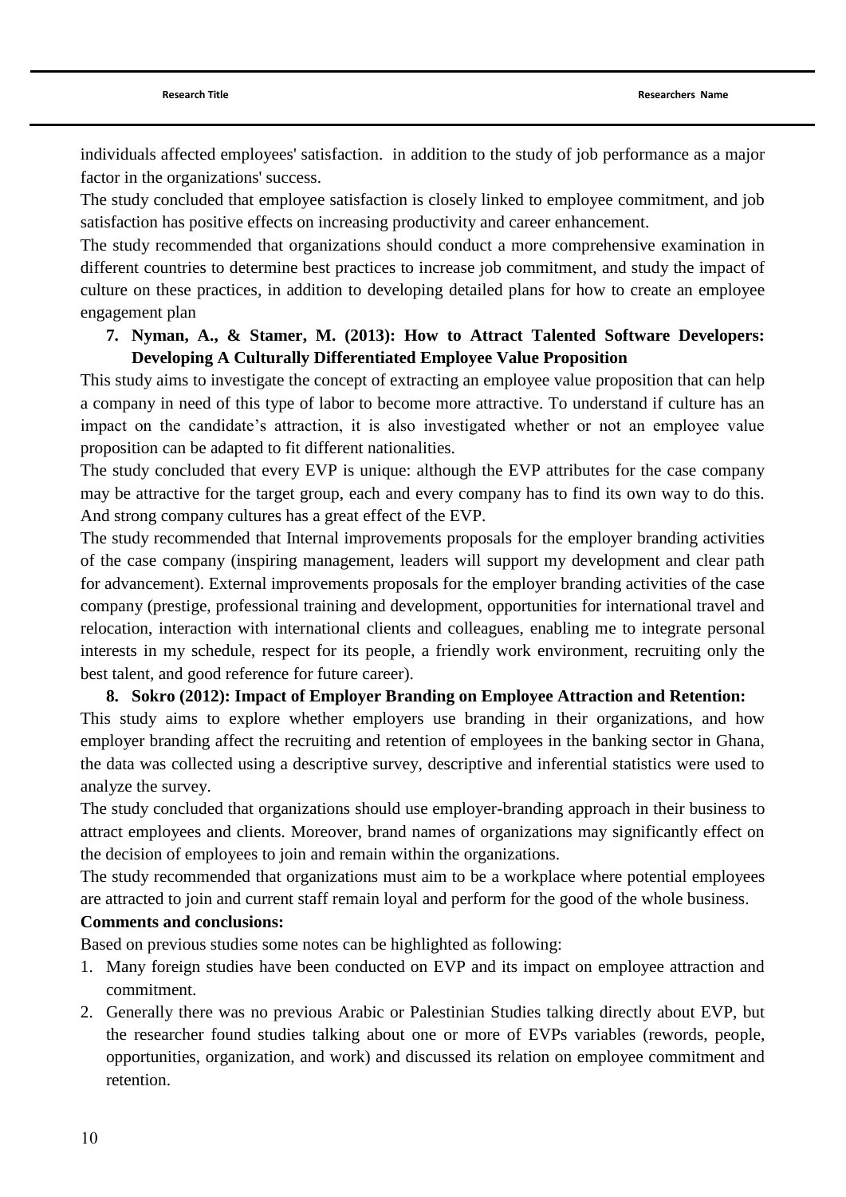individuals affected employees' satisfaction. in addition to the study of job performance as a major factor in the organizations' success.

The study concluded that employee satisfaction is closely linked to employee commitment, and job satisfaction has positive effects on increasing productivity and career enhancement.

The study recommended that organizations should conduct a more comprehensive examination in different countries to determine best practices to increase job commitment, and study the impact of culture on these practices, in addition to developing detailed plans for how to create an employee engagement plan

**7. Nyman, A., & Stamer, M. (2013): How to Attract Talented Software Developers: Developing A Culturally Differentiated Employee Value Proposition**

This study aims to investigate the concept of extracting an employee value proposition that can help a company in need of this type of labor to become more attractive. To understand if culture has an impact on the candidate's attraction, it is also investigated whether or not an employee value proposition can be adapted to fit different nationalities.

The study concluded that every EVP is unique: although the EVP attributes for the case company may be attractive for the target group, each and every company has to find its own way to do this. And strong company cultures has a great effect of the EVP.

The study recommended that Internal improvements proposals for the employer branding activities of the case company (inspiring management, leaders will support my development and clear path for advancement). External improvements proposals for the employer branding activities of the case company (prestige, professional training and development, opportunities for international travel and relocation, interaction with international clients and colleagues, enabling me to integrate personal interests in my schedule, respect for its people, a friendly work environment, recruiting only the best talent, and good reference for future career).

**8. Sokro (2012): Impact of Employer Branding on Employee Attraction and Retention:**

This study aims to explore whether employers use branding in their organizations, and how employer branding affect the recruiting and retention of employees in the banking sector in Ghana, the data was collected using a descriptive survey, descriptive and inferential statistics were used to analyze the survey.

The study concluded that organizations should use employer-branding approach in their business to attract employees and clients. Moreover, brand names of organizations may significantly effect on the decision of employees to join and remain within the organizations.

The study recommended that organizations must aim to be a workplace where potential employees are attracted to join and current staff remain loyal and perform for the good of the whole business.

**Comments and conclusions:**

Based on previous studies some notes can be highlighted as following:

1. Many foreign studies have been conducted on EVP and its impact on employee attraction and commitment.
2. Generally there was no previous Arabic or Palestinian Studies talking directly about EVP, but the researcher found studies talking about one or more of EVPs variables (rewords, people, opportunities, organization, and work) and discussed its relation on employee commitment and retention.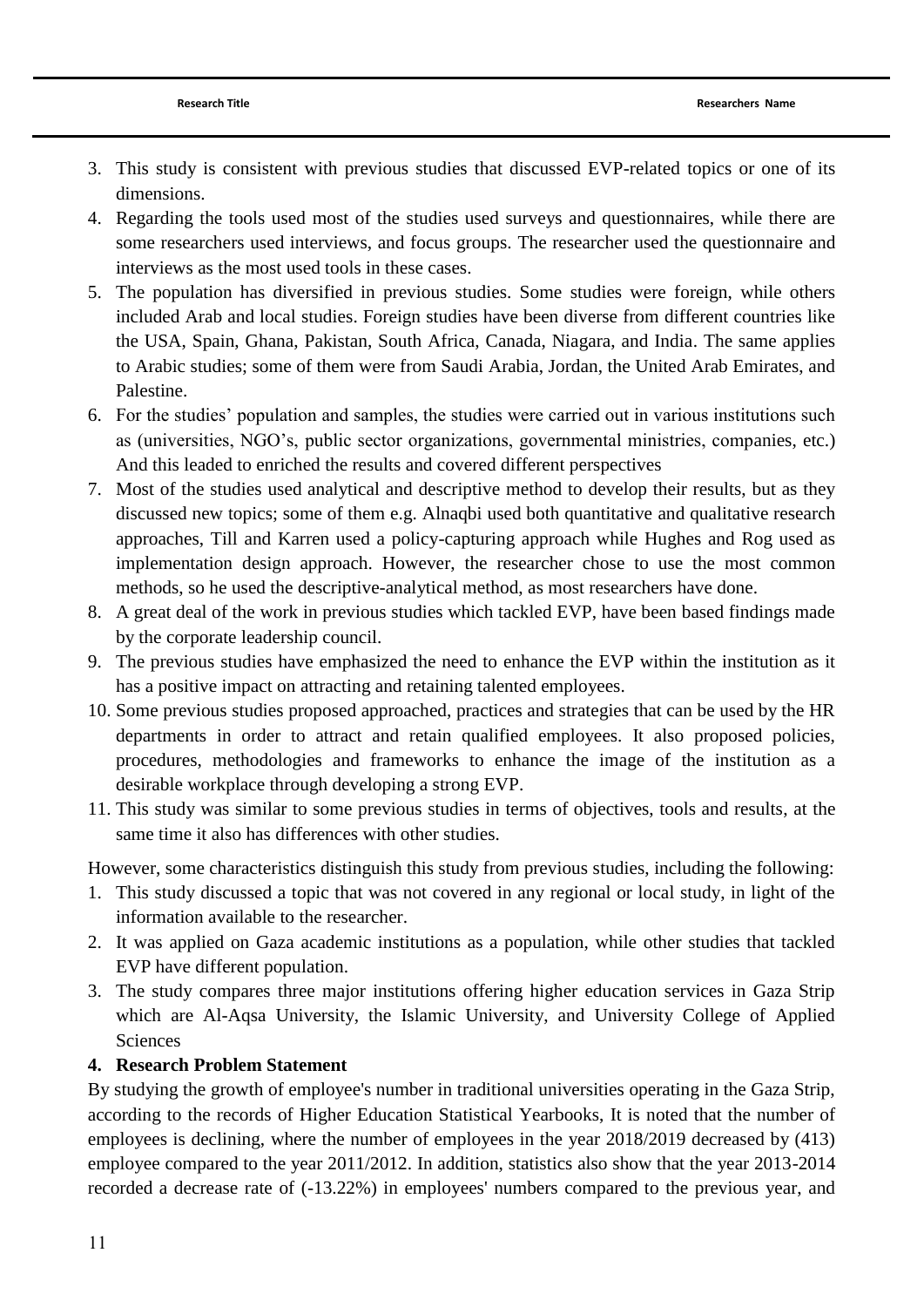3. This study is consistent with previous studies that discussed EVP-related topics or one of its dimensions.
4. Regarding the tools used most of the studies used surveys and questionnaires, while there are some researchers used interviews, and focus groups. The researcher used the questionnaire and interviews as the most used tools in these cases.
5. The population has diversified in previous studies. Some studies were foreign, while others included Arab and local studies. Foreign studies have been diverse from different countries like the USA, Spain, Ghana, Pakistan, South Africa, Canada, Niagara, and India. The same applies to Arabic studies; some of them were from Saudi Arabia, Jordan, the United Arab Emirates, and Palestine.
6. For the studies' population and samples, the studies were carried out in various institutions such as (universities, NGO's, public sector organizations, governmental ministries, companies, etc.) And this leaded to enriched the results and covered different perspectives
7. Most of the studies used analytical and descriptive method to develop their results, but as they discussed new topics; some of them e.g. Alnaqbi used both quantitative and qualitative research approaches, Till and Karren used a policy-capturing approach while Hughes and Rog used as implementation design approach. However, the researcher chose to use the most common methods, so he used the descriptive-analytical method, as most researchers have done.
8. A great deal of the work in previous studies which tackled EVP, have been based findings made by the corporate leadership council.
9. The previous studies have emphasized the need to enhance the EVP within the institution as it has a positive impact on attracting and retaining talented employees.
10. Some previous studies proposed approached, practices and strategies that can be used by the HR departments in order to attract and retain qualified employees. It also proposed policies, procedures, methodologies and frameworks to enhance the image of the institution as a desirable workplace through developing a strong EVP.
11. This study was similar to some previous studies in terms of objectives, tools and results, at the same time it also has differences with other studies.

However, some characteristics distinguish this study from previous studies, including the following:

1. This study discussed a topic that was not covered in any regional or local study, in light of the information available to the researcher.
2. It was applied on Gaza academic institutions as a population, while other studies that tackled EVP have different population.
3. The study compares three major institutions offering higher education services in Gaza Strip which are Al-Aqsa University, the Islamic University, and University College of Applied Sciences

## 4. Research Problem Statement

By studying the growth of employee's number in traditional universities operating in the Gaza Strip, according to the records of Higher Education Statistical Yearbooks, It is noted that the number of employees is declining, where the number of employees in the year 2018/2019 decreased by (413) employee compared to the year 2011/2012. In addition, statistics also show that the year 2013-2014 recorded a decrease rate of (-13.22%) in employees' numbers compared to the previous year, and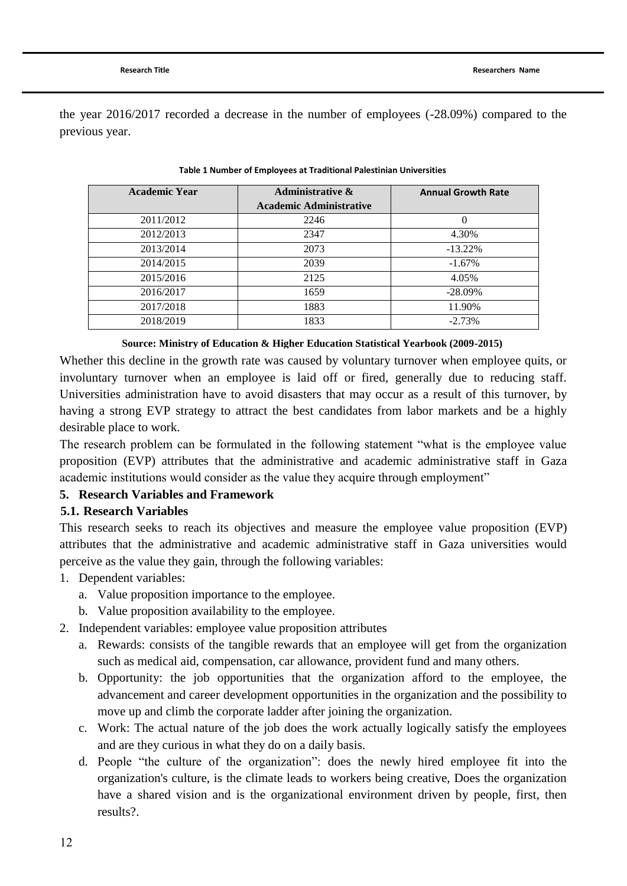the year 2016/2017 recorded a decrease in the number of employees (-28.09%) compared to the previous year.

**Table 1 Number of Employees at Traditional Palestinian Universities**

| Academic Year | Administrative & Academic Administrative | Annual Growth Rate |
|---|---|---|
| 2011/2012 | 2246 | 0 |
| 2012/2013 | 2347 | 4.30% |
| 2013/2014 | 2073 | -13.22% |
| 2014/2015 | 2039 | -1.67% |
| 2015/2016 | 2125 | 4.05% |
| 2016/2017 | 1659 | -28.09% |
| 2017/2018 | 1883 | 11.90% |
| 2018/2019 | 1833 | -2.73% |

**Source: Ministry of Education & Higher Education Statistical Yearbook (2009-2015)**

Whether this decline in the growth rate was caused by voluntary turnover when employee quits, or involuntary turnover when an employee is laid off or fired, generally due to reducing staff. Universities administration have to avoid disasters that may occur as a result of this turnover, by having a strong EVP strategy to attract the best candidates from labor markets and be a highly desirable place to work.

The research problem can be formulated in the following statement "what is the employee value proposition (EVP) attributes that the administrative and academic administrative staff in Gaza academic institutions would consider as the value they acquire through employment"

## 5. Research Variables and Framework

### 5.1. Research Variables

This research seeks to reach its objectives and measure the employee value proposition (EVP) attributes that the administrative and academic administrative staff in Gaza universities would perceive as the value they gain, through the following variables:

1. Dependent variables:
   a. Value proposition importance to the employee.
   b. Value proposition availability to the employee.
2. Independent variables: employee value proposition attributes
   a. Rewards: consists of the tangible rewards that an employee will get from the organization such as medical aid, compensation, car allowance, provident fund and many others.
   b. Opportunity: the job opportunities that the organization afford to the employee, the advancement and career development opportunities in the organization and the possibility to move up and climb the corporate ladder after joining the organization.
   c. Work: The actual nature of the job does the work actually logically satisfy the employees and are they curious in what they do on a daily basis.
   d. People "the culture of the organization": does the newly hired employee fit into the organization's culture, is the climate leads to workers being creative, Does the organization have a shared vision and is the organizational environment driven by people, first, then results?.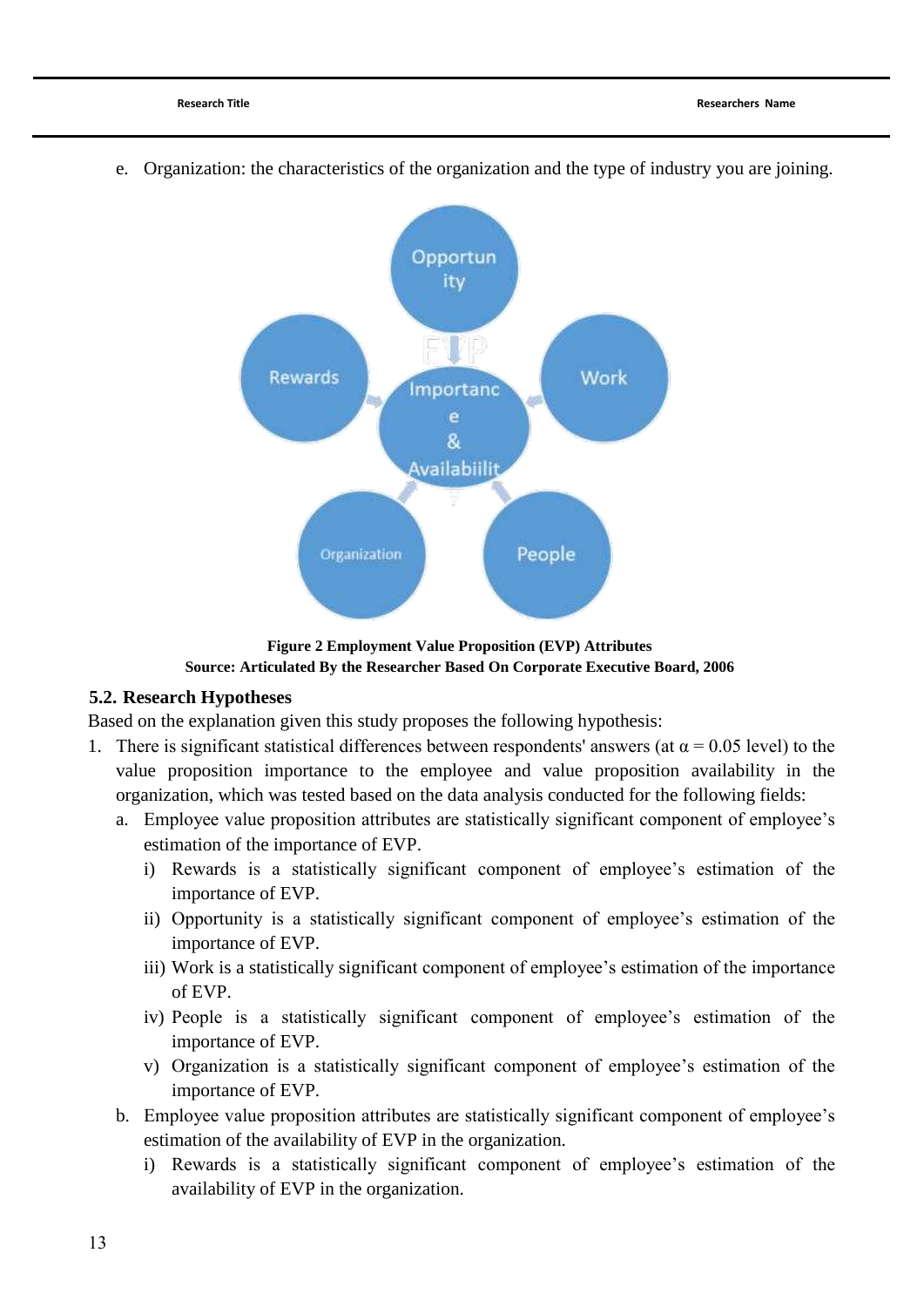e. Organization: the characteristics of the organization and the type of industry you are joining.

**Figure 2 Employment Value Proposition (EVP) Attributes**
**Source: Articulated By the Researcher Based On Corporate Executive Board, 2006**

### 5.2. Research Hypotheses

Based on the explanation given this study proposes the following hypothesis:

1. There is significant statistical differences between respondents' answers (at $\alpha = 0.05$ level) to the value proposition importance to the employee and value proposition availability in the organization, which was tested based on the data analysis conducted for the following fields:
   a. Employee value proposition attributes are statistically significant component of employee's estimation of the importance of EVP.
      i) Rewards is a statistically significant component of employee's estimation of the importance of EVP.
      ii) Opportunity is a statistically significant component of employee's estimation of the importance of EVP.
      iii) Work is a statistically significant component of employee's estimation of the importance of EVP.
      iv) People is a statistically significant component of employee's estimation of the importance of EVP.
      v) Organization is a statistically significant component of employee's estimation of the importance of EVP.
   b. Employee value proposition attributes are statistically significant component of employee's estimation of the availability of EVP in the organization.
      i) Rewards is a statistically significant component of employee's estimation of the availability of EVP in the organization.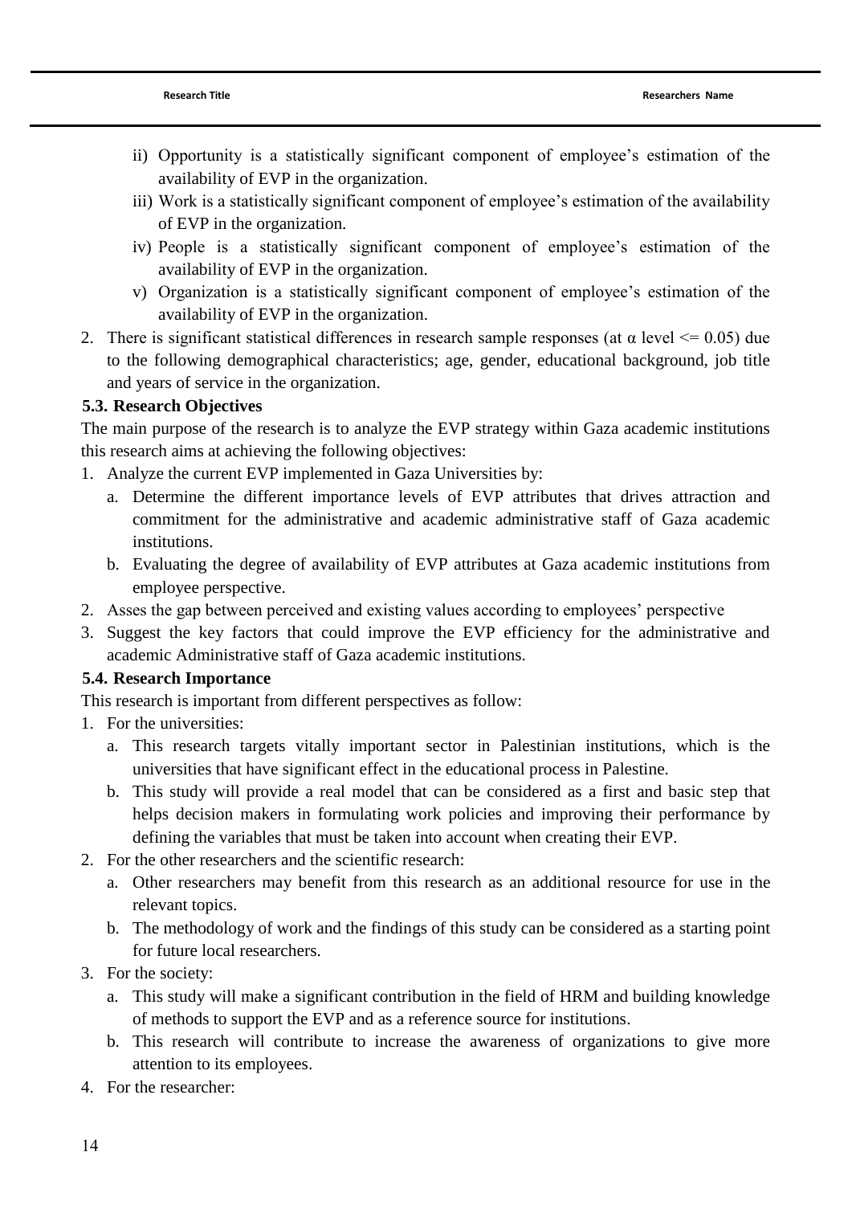ii) Opportunity is a statistically significant component of employee's estimation of the availability of EVP in the organization.

iii) Work is a statistically significant component of employee's estimation of the availability of EVP in the organization.

iv) People is a statistically significant component of employee's estimation of the availability of EVP in the organization.

v) Organization is a statistically significant component of employee's estimation of the availability of EVP in the organization.

2. There is significant statistical differences in research sample responses (at $\alpha$ level $<= 0.05$) due to the following demographical characteristics; age, gender, educational background, job title and years of service in the organization.

### 5.3. Research Objectives

The main purpose of the research is to analyze the EVP strategy within Gaza academic institutions this research aims at achieving the following objectives:

1. Analyze the current EVP implemented in Gaza Universities by:
   a. Determine the different importance levels of EVP attributes that drives attraction and commitment for the administrative and academic administrative staff of Gaza academic institutions.
   b. Evaluating the degree of availability of EVP attributes at Gaza academic institutions from employee perspective.
2. Asses the gap between perceived and existing values according to employees' perspective
3. Suggest the key factors that could improve the EVP efficiency for the administrative and academic Administrative staff of Gaza academic institutions.

### 5.4. Research Importance

This research is important from different perspectives as follow:

1. For the universities:
   a. This research targets vitally important sector in Palestinian institutions, which is the universities that have significant effect in the educational process in Palestine.
   b. This study will provide a real model that can be considered as a first and basic step that helps decision makers in formulating work policies and improving their performance by defining the variables that must be taken into account when creating their EVP.
2. For the other researchers and the scientific research:
   a. Other researchers may benefit from this research as an additional resource for use in the relevant topics.
   b. The methodology of work and the findings of this study can be considered as a starting point for future local researchers.
3. For the society:
   a. This study will make a significant contribution in the field of HRM and building knowledge of methods to support the EVP and as a reference source for institutions.
   b. This research will contribute to increase the awareness of organizations to give more attention to its employees.
4. For the researcher: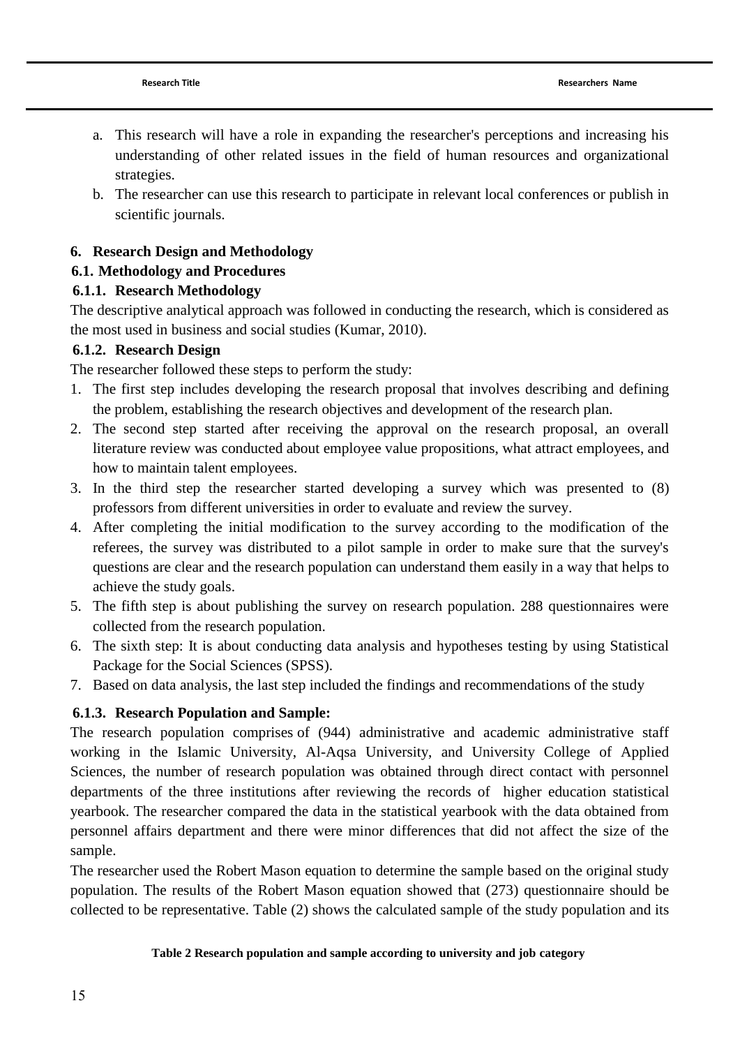a. This research will have a role in expanding the researcher's perceptions and increasing his understanding of other related issues in the field of human resources and organizational strategies.
b. The researcher can use this research to participate in relevant local conferences or publish in scientific journals.

## 6. Research Design and Methodology

### 6.1. Methodology and Procedures

#### 6.1.1. Research Methodology

The descriptive analytical approach was followed in conducting the research, which is considered as the most used in business and social studies (Kumar, 2010).

#### 6.1.2. Research Design

The researcher followed these steps to perform the study:

1. The first step includes developing the research proposal that involves describing and defining the problem, establishing the research objectives and development of the research plan.
2. The second step started after receiving the approval on the research proposal, an overall literature review was conducted about employee value propositions, what attract employees, and how to maintain talent employees.
3. In the third step the researcher started developing a survey which was presented to (8) professors from different universities in order to evaluate and review the survey.
4. After completing the initial modification to the survey according to the modification of the referees, the survey was distributed to a pilot sample in order to make sure that the survey's questions are clear and the research population can understand them easily in a way that helps to achieve the study goals.
5. The fifth step is about publishing the survey on research population. 288 questionnaires were collected from the research population.
6. The sixth step: It is about conducting data analysis and hypotheses testing by using Statistical Package for the Social Sciences (SPSS).
7. Based on data analysis, the last step included the findings and recommendations of the study

#### 6.1.3. Research Population and Sample:

The research population comprises of (944) administrative and academic administrative staff working in the Islamic University, Al-Aqsa University, and University College of Applied Sciences, the number of research population was obtained through direct contact with personnel departments of the three institutions after reviewing the records of higher education statistical yearbook. The researcher compared the data in the statistical yearbook with the data obtained from personnel affairs department and there were minor differences that did not affect the size of the sample.

The researcher used the Robert Mason equation to determine the sample based on the original study population. The results of the Robert Mason equation showed that (273) questionnaire should be collected to be representative. Table (2) shows the calculated sample of the study population and its

**Table 2 Research population and sample according to university and job category**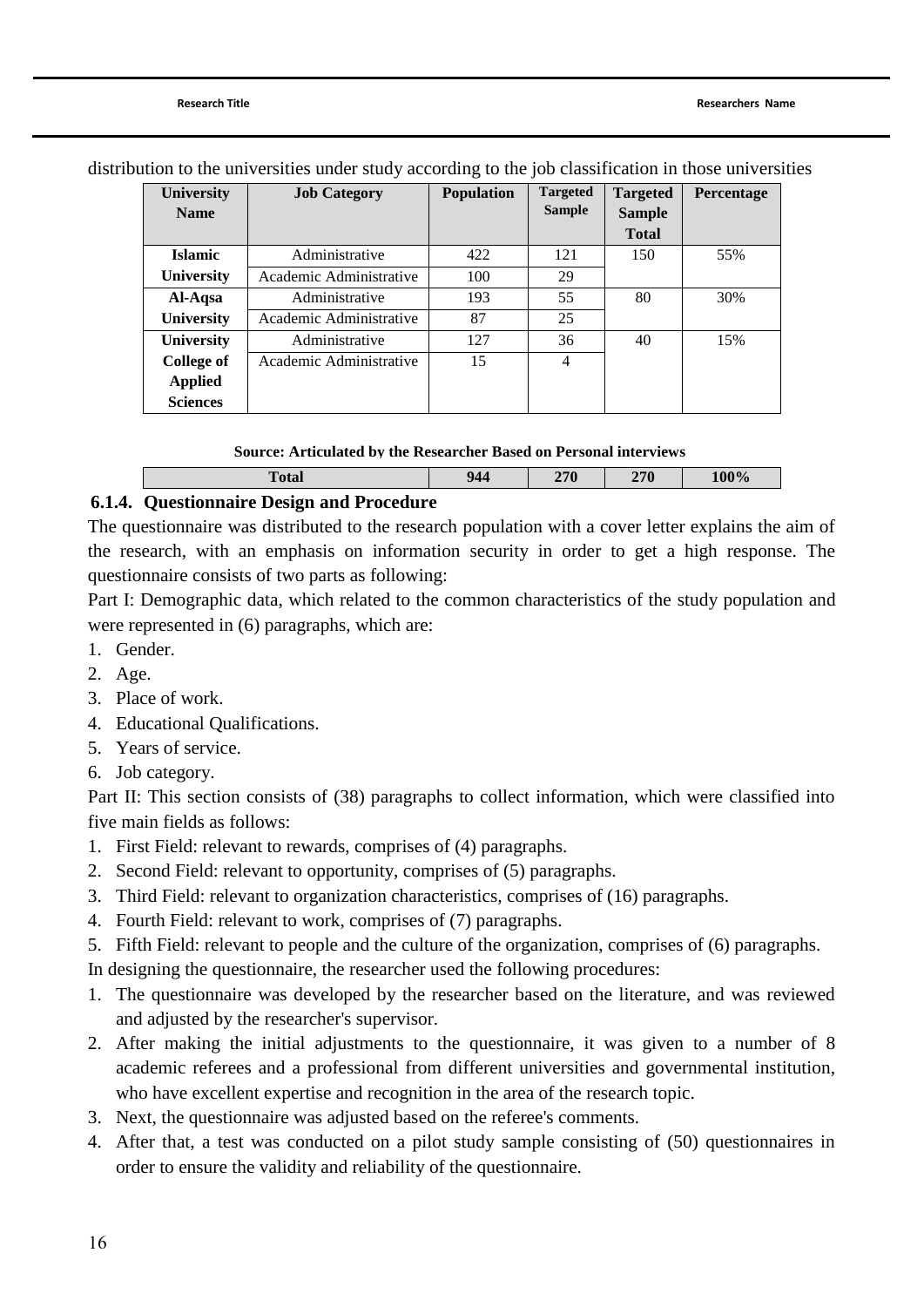distribution to the universities under study according to the job classification in those universities

| University Name | Job Category | Population | Targeted Sample | Targeted Sample Total | Percentage |
|---|---|---|---|---|---|
| Islamic University | Administrative | 422 | 121 | 150 | 55% |
| | Academic Administrative | 100 | 29 | | |
| Al-Aqsa University | Administrative | 193 | 55 | 80 | 30% |
| | Academic Administrative | 87 | 25 | | |
| University College of Applied Sciences | Administrative | 127 | 36 | 40 | 15% |
| | Academic Administrative | 15 | 4 | | |
| **Total** | | **944** | **270** | **270** | **100%** |

**Source: Articulated by the Researcher Based on Personal interviews**

### 6.1.4. Questionnaire Design and Procedure

The questionnaire was distributed to the research population with a cover letter explains the aim of the research, with an emphasis on information security in order to get a high response. The questionnaire consists of two parts as following:

Part I: Demographic data, which related to the common characteristics of the study population and were represented in (6) paragraphs, which are:

1. Gender.
2. Age.
3. Place of work.
4. Educational Qualifications.
5. Years of service.
6. Job category.

Part II: This section consists of (38) paragraphs to collect information, which were classified into five main fields as follows:

1. First Field: relevant to rewards, comprises of (4) paragraphs.
2. Second Field: relevant to opportunity, comprises of (5) paragraphs.
3. Third Field: relevant to organization characteristics, comprises of (16) paragraphs.
4. Fourth Field: relevant to work, comprises of (7) paragraphs.
5. Fifth Field: relevant to people and the culture of the organization, comprises of (6) paragraphs.

In designing the questionnaire, the researcher used the following procedures:

1. The questionnaire was developed by the researcher based on the literature, and was reviewed and adjusted by the researcher's supervisor.
2. After making the initial adjustments to the questionnaire, it was given to a number of 8 academic referees and a professional from different universities and governmental institution, who have excellent expertise and recognition in the area of the research topic.
3. Next, the questionnaire was adjusted based on the referee's comments.
4. After that, a test was conducted on a pilot study sample consisting of (50) questionnaires in order to ensure the validity and reliability of the questionnaire.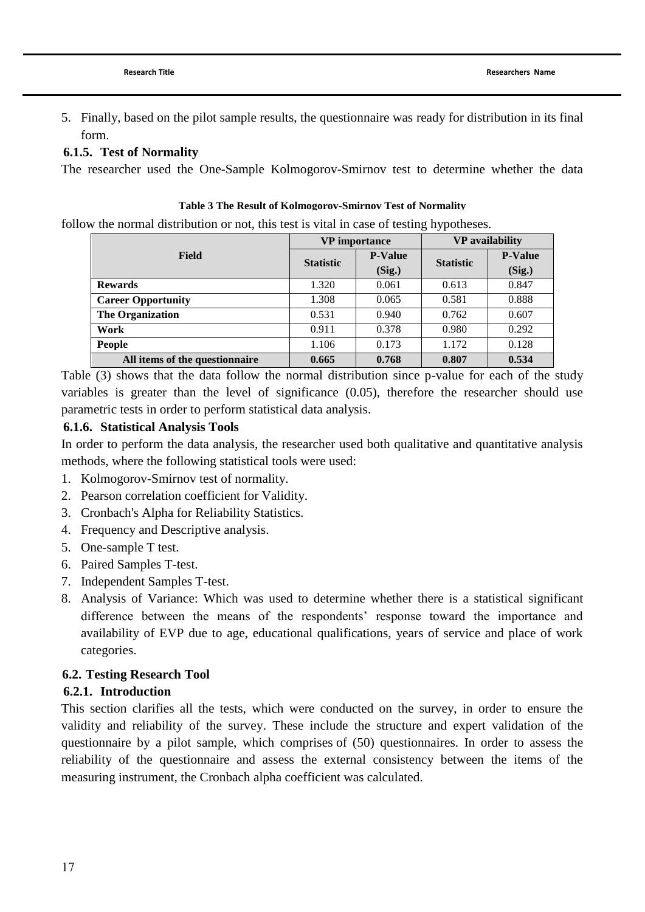5. Finally, based on the pilot sample results, the questionnaire was ready for distribution in its final form.

### 6.1.5. Test of Normality

The researcher used the One-Sample Kolmogorov-Smirnov test to determine whether the data follow the normal distribution or not, this test is vital in case of testing hypotheses.

**Table 3 The Result of Kolmogorov-Smirnov Test of Normality**

| Field | VP importance | | VP availability | |
|---|---|---|---|---|
| | Statistic | P-Value (Sig.) | Statistic | P-Value (Sig.) |
| **Rewards** | 1.320 | 0.061 | 0.613 | 0.847 |
| **Career Opportunity** | 1.308 | 0.065 | 0.581 | 0.888 |
| **The Organization** | 0.531 | 0.940 | 0.762 | 0.607 |
| **Work** | 0.911 | 0.378 | 0.980 | 0.292 |
| **People** | 1.106 | 0.173 | 1.172 | 0.128 |
| **All items of the questionnaire** | **0.665** | **0.768** | **0.807** | **0.534** |

Table (3) shows that the data follow the normal distribution since p-value for each of the study variables is greater than the level of significance (0.05), therefore the researcher should use parametric tests in order to perform statistical data analysis.

### 6.1.6. Statistical Analysis Tools

In order to perform the data analysis, the researcher used both qualitative and quantitative analysis methods, where the following statistical tools were used:

1. Kolmogorov-Smirnov test of normality.
2. Pearson correlation coefficient for Validity.
3. Cronbach's Alpha for Reliability Statistics.
4. Frequency and Descriptive analysis.
5. One-sample T test.
6. Paired Samples T-test.
7. Independent Samples T-test.
8. Analysis of Variance: Which was used to determine whether there is a statistical significant difference between the means of the respondents' response toward the importance and availability of EVP due to age, educational qualifications, years of service and place of work categories.

## 6.2. Testing Research Tool

### 6.2.1. Introduction

This section clarifies all the tests, which were conducted on the survey, in order to ensure the validity and reliability of the survey. These include the structure and expert validation of the questionnaire by a pilot sample, which comprises of (50) questionnaires. In order to assess the reliability of the questionnaire and assess the external consistency between the items of the measuring instrument, the Cronbach alpha coefficient was calculated.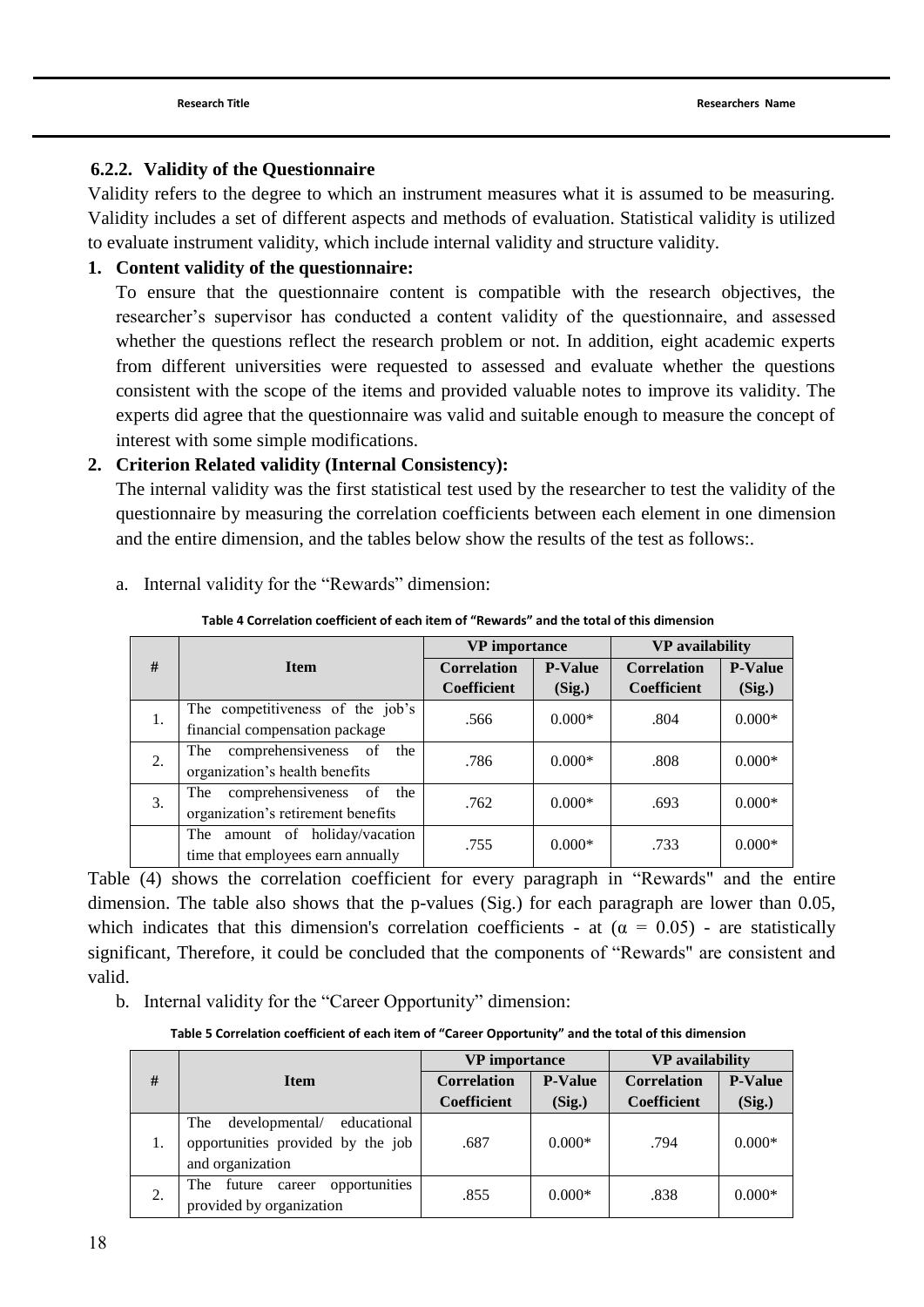### 6.2.2. Validity of the Questionnaire

Validity refers to the degree to which an instrument measures what it is assumed to be measuring. Validity includes a set of different aspects and methods of evaluation. Statistical validity is utilized to evaluate instrument validity, which include internal validity and structure validity.

1. **Content validity of the questionnaire:**

   To ensure that the questionnaire content is compatible with the research objectives, the researcher's supervisor has conducted a content validity of the questionnaire, and assessed whether the questions reflect the research problem or not. In addition, eight academic experts from different universities were requested to assessed and evaluate whether the questions consistent with the scope of the items and provided valuable notes to improve its validity. The experts did agree that the questionnaire was valid and suitable enough to measure the concept of interest with some simple modifications.

2. **Criterion Related validity (Internal Consistency):**

   The internal validity was the first statistical test used by the researcher to test the validity of the questionnaire by measuring the correlation coefficients between each element in one dimension and the entire dimension, and the tables below show the results of the test as follows:.

   a. Internal validity for the "Rewards" dimension:

**Table 4 Correlation coefficient of each item of "Rewards" and the total of this dimension**

| # | Item | VP importance | | VP availability | |
|---|---|---|---|---|---|
| | | Correlation Coefficient | P-Value (Sig.) | Correlation Coefficient | P-Value (Sig.) |
| 1. | The competitiveness of the job's financial compensation package | .566 | 0.000* | .804 | 0.000* |
| 2. | The comprehensiveness of the organization's health benefits | .786 | 0.000* | .808 | 0.000* |
| 3. | The comprehensiveness of the organization's retirement benefits | .762 | 0.000* | .693 | 0.000* |
| | The amount of holiday/vacation time that employees earn annually | .755 | 0.000* | .733 | 0.000* |

Table (4) shows the correlation coefficient for every paragraph in "Rewards" and the entire dimension. The table also shows that the p-values (Sig.) for each paragraph are lower than 0.05, which indicates that this dimension's correlation coefficients - at ($\alpha$ = 0.05) - are statistically significant, Therefore, it could be concluded that the components of "Rewards" are consistent and valid.

   b. Internal validity for the "Career Opportunity" dimension:

**Table 5 Correlation coefficient of each item of "Career Opportunity" and the total of this dimension**

| # | Item | VP importance | | VP availability | |
|---|---|---|---|---|---|
| | | Correlation Coefficient | P-Value (Sig.) | Correlation Coefficient | P-Value (Sig.) |
| 1. | The developmental/ educational opportunities provided by the job and organization | .687 | 0.000* | .794 | 0.000* |
| 2. | The future career opportunities provided by organization | .855 | 0.000* | .838 | 0.000* |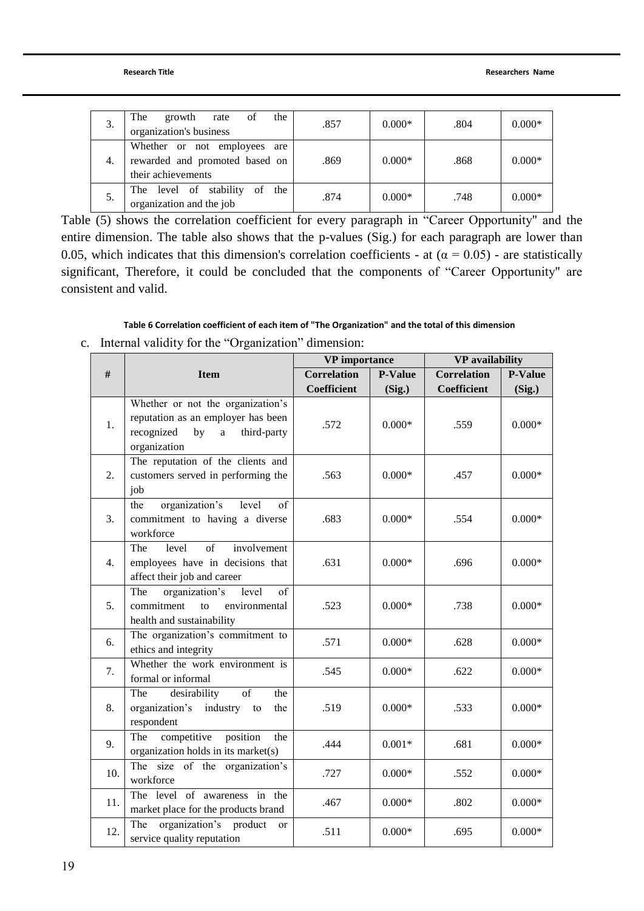| 3. | The growth rate of the organization's business | .857 | 0.000* | .804 | 0.000* |
|---|---|---|---|---|---|
| 4. | Whether or not employees are rewarded and promoted based on their achievements | .869 | 0.000* | .868 | 0.000* |
| 5. | The level of stability of the organization and the job | .874 | 0.000* | .748 | 0.000* |

Table (5) shows the correlation coefficient for every paragraph in "Career Opportunity" and the entire dimension. The table also shows that the p-values (Sig.) for each paragraph are lower than 0.05, which indicates that this dimension's correlation coefficients - at ($\alpha = 0.05$) - are statistically significant, Therefore, it could be concluded that the components of "Career Opportunity" are consistent and valid.

**Table 6 Correlation coefficient of each item of "The Organization" and the total of this dimension**

c. Internal validity for the "Organization" dimension:

| # | Item | VP importance | | VP availability | |
|---|---|---|---|---|---|
| | | Correlation Coefficient | P-Value (Sig.) | Correlation Coefficient | P-Value (Sig.) |
| 1. | Whether or not the organization's reputation as an employer has been recognized by a third-party organization | .572 | 0.000* | .559 | 0.000* |
| 2. | The reputation of the clients and customers served in performing the job | .563 | 0.000* | .457 | 0.000* |
| 3. | the organization's level of commitment to having a diverse workforce | .683 | 0.000* | .554 | 0.000* |
| 4. | The level of involvement employees have in decisions that affect their job and career | .631 | 0.000* | .696 | 0.000* |
| 5. | The organization's level of commitment to environmental health and sustainability | .523 | 0.000* | .738 | 0.000* |
| 6. | The organization's commitment to ethics and integrity | .571 | 0.000* | .628 | 0.000* |
| 7. | Whether the work environment is formal or informal | .545 | 0.000* | .622 | 0.000* |
| 8. | The desirability of the organization's industry to the respondent | .519 | 0.000* | .533 | 0.000* |
| 9. | The competitive position the organization holds in its market(s) | .444 | 0.001* | .681 | 0.000* |
| 10. | The size of the organization's workforce | .727 | 0.000* | .552 | 0.000* |
| 11. | The level of awareness in the market place for the products brand | .467 | 0.000* | .802 | 0.000* |
| 12. | The organization's product or service quality reputation | .511 | 0.000* | .695 | 0.000* |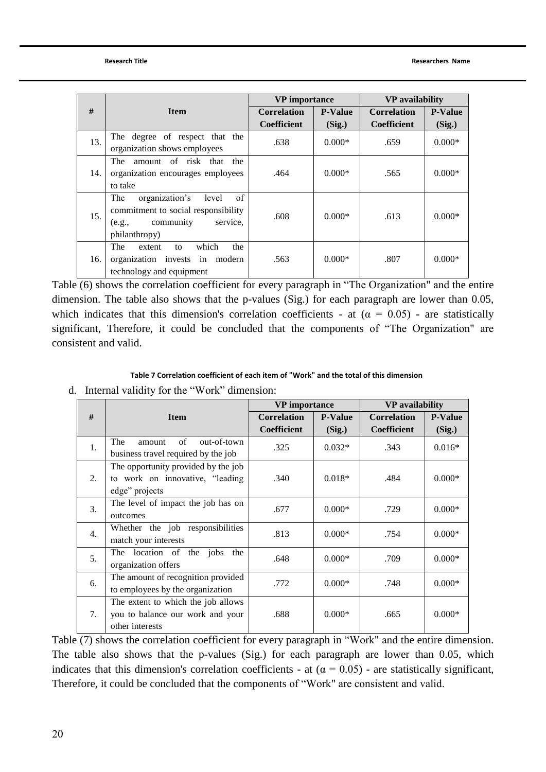| # | Item | VP importance | | VP availability | |
|---|---|---|---|---|---|
| | | Correlation Coefficient | P-Value (Sig.) | Correlation Coefficient | P-Value (Sig.) |
| 13. | The degree of respect that the organization shows employees | .638 | 0.000* | .659 | 0.000* |
| 14. | The amount of risk that the organization encourages employees to take | .464 | 0.000* | .565 | 0.000* |
| 15. | The organization's level of commitment to social responsibility (e.g., community service, philanthropy) | .608 | 0.000* | .613 | 0.000* |
| 16. | The extent to which the organization invests in modern technology and equipment | .563 | 0.000* | .807 | 0.000* |

Table (6) shows the correlation coefficient for every paragraph in "The Organization" and the entire dimension. The table also shows that the p-values (Sig.) for each paragraph are lower than 0.05, which indicates that this dimension's correlation coefficients - at ($\alpha$ = 0.05) - are statistically significant, Therefore, it could be concluded that the components of "The Organization" are consistent and valid.

**Table 7 Correlation coefficient of each item of "Work" and the total of this dimension**

d. Internal validity for the "Work" dimension:

| # | Item | VP importance | | VP availability | |
|---|---|---|---|---|---|
| | | Correlation Coefficient | P-Value (Sig.) | Correlation Coefficient | P-Value (Sig.) |
| 1. | The amount of out-of-town business travel required by the job | .325 | 0.032* | .343 | 0.016* |
| 2. | The opportunity provided by the job to work on innovative, "leading edge" projects | .340 | 0.018* | .484 | 0.000* |
| 3. | The level of impact the job has on outcomes | .677 | 0.000* | .729 | 0.000* |
| 4. | Whether the job responsibilities match your interests | .813 | 0.000* | .754 | 0.000* |
| 5. | The location of the jobs the organization offers | .648 | 0.000* | .709 | 0.000* |
| 6. | The amount of recognition provided to employees by the organization | .772 | 0.000* | .748 | 0.000* |
| 7. | The extent to which the job allows you to balance our work and your other interests | .688 | 0.000* | .665 | 0.000* |

Table (7) shows the correlation coefficient for every paragraph in "Work" and the entire dimension. The table also shows that the p-values (Sig.) for each paragraph are lower than 0.05, which indicates that this dimension's correlation coefficients - at ($\alpha$ = 0.05) - are statistically significant, Therefore, it could be concluded that the components of "Work" are consistent and valid.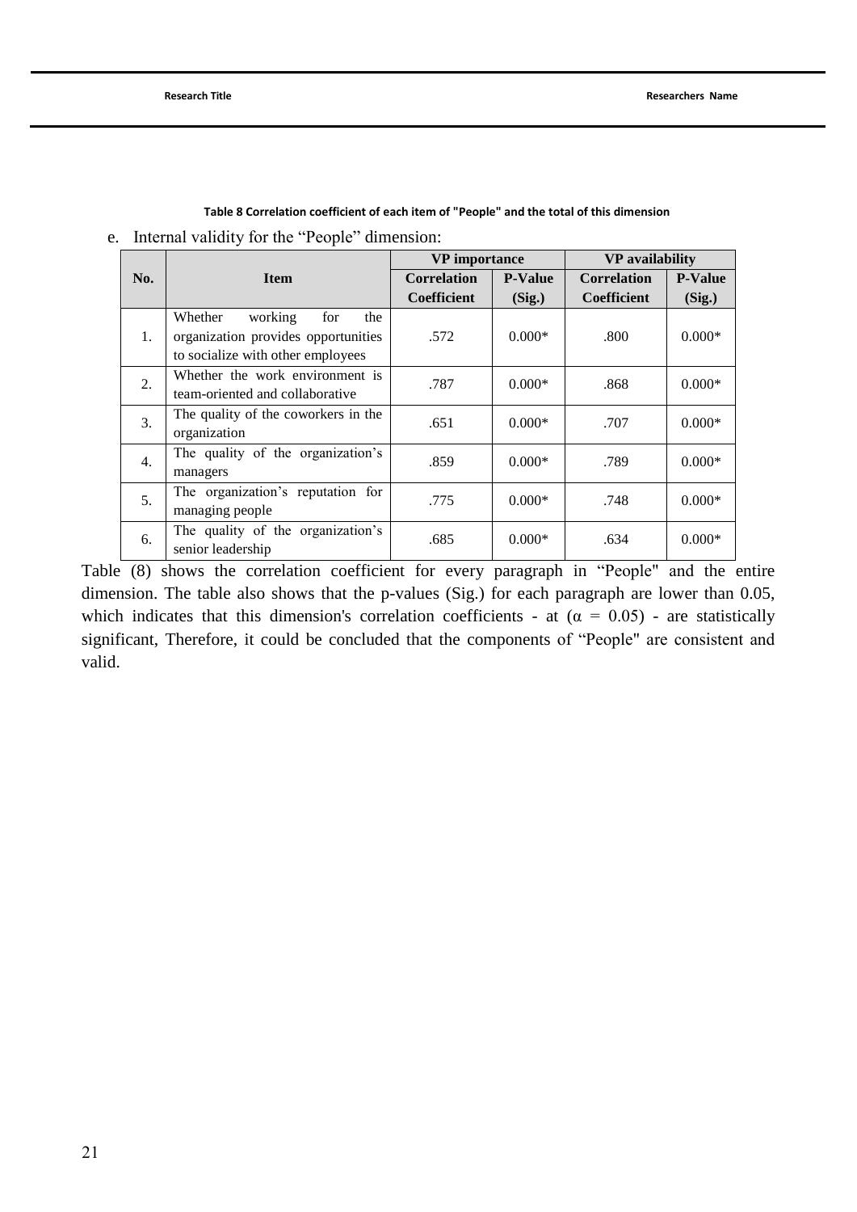**Table 8 Correlation coefficient of each item of "People" and the total of this dimension**

e. Internal validity for the "People" dimension:

| No. | Item | VP importance | | VP availability | |
|---|---|---|---|---|---|
| | | Correlation Coefficient | P-Value (Sig.) | Correlation Coefficient | P-Value (Sig.) |
| 1. | Whether working for the organization provides opportunities to socialize with other employees | .572 | 0.000* | .800 | 0.000* |
| 2. | Whether the work environment is team-oriented and collaborative | .787 | 0.000* | .868 | 0.000* |
| 3. | The quality of the coworkers in the organization | .651 | 0.000* | .707 | 0.000* |
| 4. | The quality of the organization's managers | .859 | 0.000* | .789 | 0.000* |
| 5. | The organization's reputation for managing people | .775 | 0.000* | .748 | 0.000* |
| 6. | The quality of the organization's senior leadership | .685 | 0.000* | .634 | 0.000* |

Table (8) shows the correlation coefficient for every paragraph in "People" and the entire dimension. The table also shows that the p-values (Sig.) for each paragraph are lower than 0.05, which indicates that this dimension's correlation coefficients - at ($\alpha$ = 0.05) - are statistically significant, Therefore, it could be concluded that the components of "People" are consistent and valid.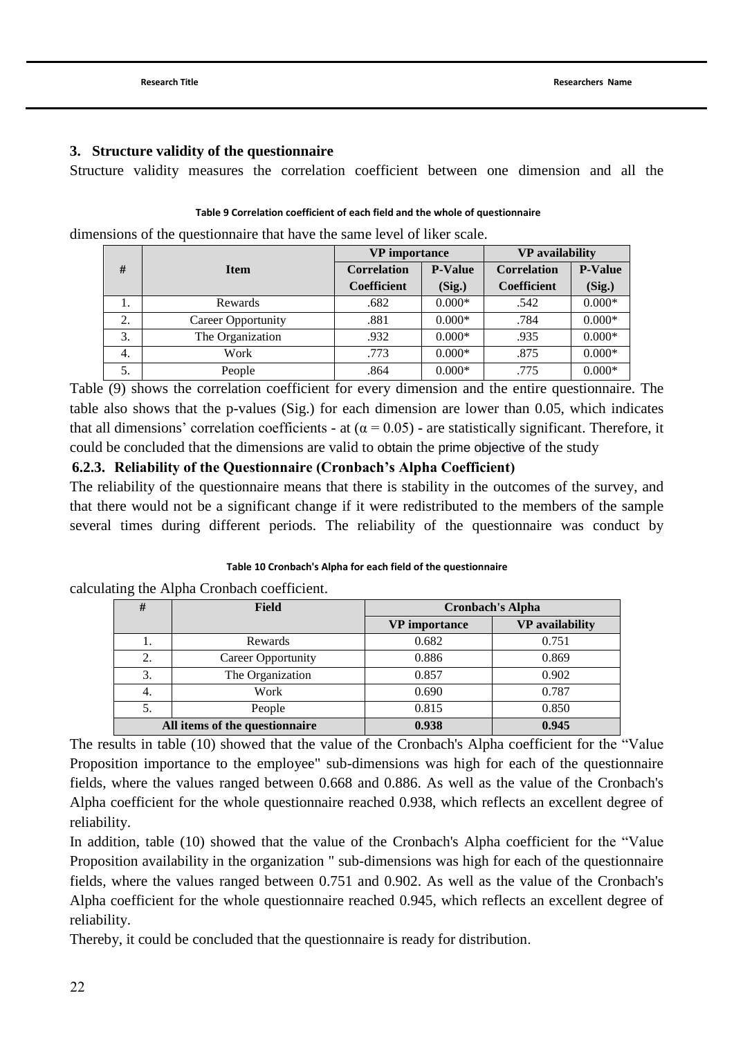### 3. Structure validity of the questionnaire

Structure validity measures the correlation coefficient between one dimension and all the dimensions of the questionnaire that have the same level of liker scale.

**Table 9 Correlation coefficient of each field and the whole of questionnaire**

| # | Item | VP importance | | VP availability | |
|---|---|---|---|---|---|
| | | Correlation Coefficient | P-Value (Sig.) | Correlation Coefficient | P-Value (Sig.) |
| 1. | Rewards | .682 | 0.000* | .542 | 0.000* |
| 2. | Career Opportunity | .881 | 0.000* | .784 | 0.000* |
| 3. | The Organization | .932 | 0.000* | .935 | 0.000* |
| 4. | Work | .773 | 0.000* | .875 | 0.000* |
| 5. | People | .864 | 0.000* | .775 | 0.000* |

Table (9) shows the correlation coefficient for every dimension and the entire questionnaire. The table also shows that the p-values (Sig.) for each dimension are lower than 0.05, which indicates that all dimensions' correlation coefficients - at ($\alpha = 0.05$) - are statistically significant. Therefore, it could be concluded that the dimensions are valid to obtain the prime objective of the study

### 6.2.3. Reliability of the Questionnaire (Cronbach's Alpha Coefficient)

The reliability of the questionnaire means that there is stability in the outcomes of the survey, and that there would not be a significant change if it were redistributed to the members of the sample several times during different periods. The reliability of the questionnaire was conduct by calculating the Alpha Cronbach coefficient.

**Table 10 Cronbach's Alpha for each field of the questionnaire**

| # | Field | Cronbach's Alpha | |
|---|---|---|---|
| | | VP importance | VP availability |
| 1. | Rewards | 0.682 | 0.751 |
| 2. | Career Opportunity | 0.886 | 0.869 |
| 3. | The Organization | 0.857 | 0.902 |
| 4. | Work | 0.690 | 0.787 |
| 5. | People | 0.815 | 0.850 |
| **All items of the questionnaire** | | **0.938** | **0.945** |

The results in table (10) showed that the value of the Cronbach's Alpha coefficient for the "Value Proposition importance to the employee" sub-dimensions was high for each of the questionnaire fields, where the values ranged between 0.668 and 0.886. As well as the value of the Cronbach's Alpha coefficient for the whole questionnaire reached 0.938, which reflects an excellent degree of reliability.

In addition, table (10) showed that the value of the Cronbach's Alpha coefficient for the "Value Proposition availability in the organization " sub-dimensions was high for each of the questionnaire fields, where the values ranged between 0.751 and 0.902. As well as the value of the Cronbach's Alpha coefficient for the whole questionnaire reached 0.945, which reflects an excellent degree of reliability.

Thereby, it could be concluded that the questionnaire is ready for distribution.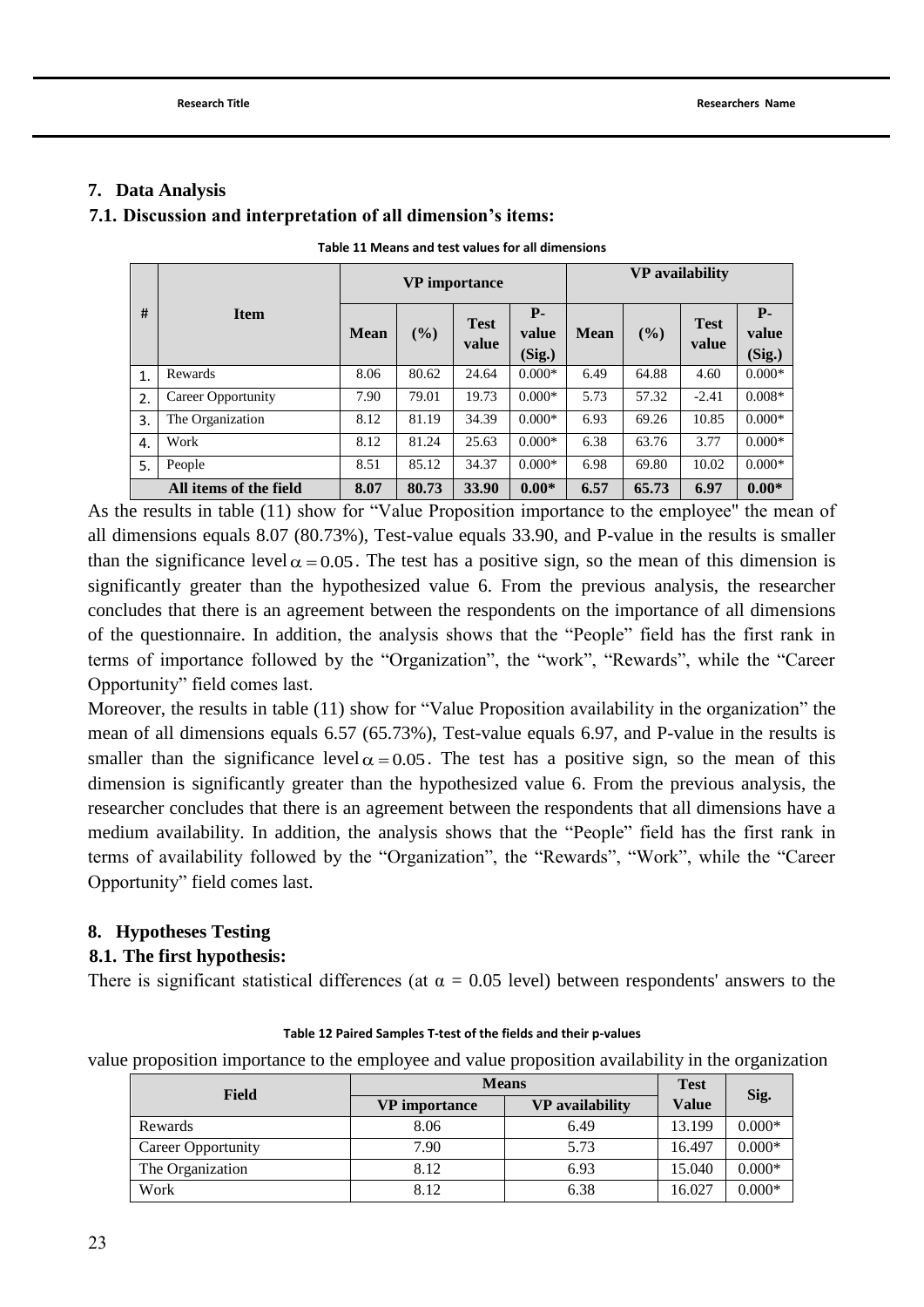## 7. Data Analysis

### 7.1. Discussion and interpretation of all dimension's items:

Table 11 Means and test values for all dimensions

| # | Item | VP importance | | | | VP availability | | | |
|---|---|---|---|---|---|---|---|---|---|
| | | Mean | (%) | Test value | P-value (Sig.) | Mean | (%) | Test value | P-value (Sig.) |
| 1. | Rewards | 8.06 | 80.62 | 24.64 | 0.000* | 6.49 | 64.88 | 4.60 | 0.000* |
| 2. | Career Opportunity | 7.90 | 79.01 | 19.73 | 0.000* | 5.73 | 57.32 | -2.41 | 0.008* |
| 3. | The Organization | 8.12 | 81.19 | 34.39 | 0.000* | 6.93 | 69.26 | 10.85 | 0.000* |
| 4. | Work | 8.12 | 81.24 | 25.63 | 0.000* | 6.38 | 63.76 | 3.77 | 0.000* |
| 5. | People | 8.51 | 85.12 | 34.37 | 0.000* | 6.98 | 69.80 | 10.02 | 0.000* |
| **All items of the field** | | **8.07** | **80.73** | **33.90** | **0.00*** | **6.57** | **65.73** | **6.97** | **0.00*** |

As the results in table (11) show for "Value Proposition importance to the employee" the mean of all dimensions equals 8.07 (80.73%), Test-value equals 33.90, and P-value in the results is smaller than the significance level $\alpha = 0.05$. The test has a positive sign, so the mean of this dimension is significantly greater than the hypothesized value 6. From the previous analysis, the researcher concludes that there is an agreement between the respondents on the importance of all dimensions of the questionnaire. In addition, the analysis shows that the "People" field has the first rank in terms of importance followed by the "Organization", the "work", "Rewards", while the "Career Opportunity" field comes last.

Moreover, the results in table (11) show for "Value Proposition availability in the organization" the mean of all dimensions equals 6.57 (65.73%), Test-value equals 6.97, and P-value in the results is smaller than the significance level $\alpha = 0.05$. The test has a positive sign, so the mean of this dimension is significantly greater than the hypothesized value 6. From the previous analysis, the researcher concludes that there is an agreement between the respondents that all dimensions have a medium availability. In addition, the analysis shows that the "People" field has the first rank in terms of availability followed by the "Organization", the "Rewards", "Work", while the "Career Opportunity" field comes last.

## 8. Hypotheses Testing

### 8.1. The first hypothesis:

There is significant statistical differences (at $\alpha = 0.05$ level) between respondents' answers to the value proposition importance to the employee and value proposition availability in the organization

Table 12 Paired Samples T-test of the fields and their p-values

| Field | Means | | Test Value | Sig. |
|---|---|---|---|---|
| | VP importance | VP availability | | |
| Rewards | 8.06 | 6.49 | 13.199 | 0.000* |
| Career Opportunity | 7.90 | 5.73 | 16.497 | 0.000* |
| The Organization | 8.12 | 6.93 | 15.040 | 0.000* |
| Work | 8.12 | 6.38 | 16.027 | 0.000* |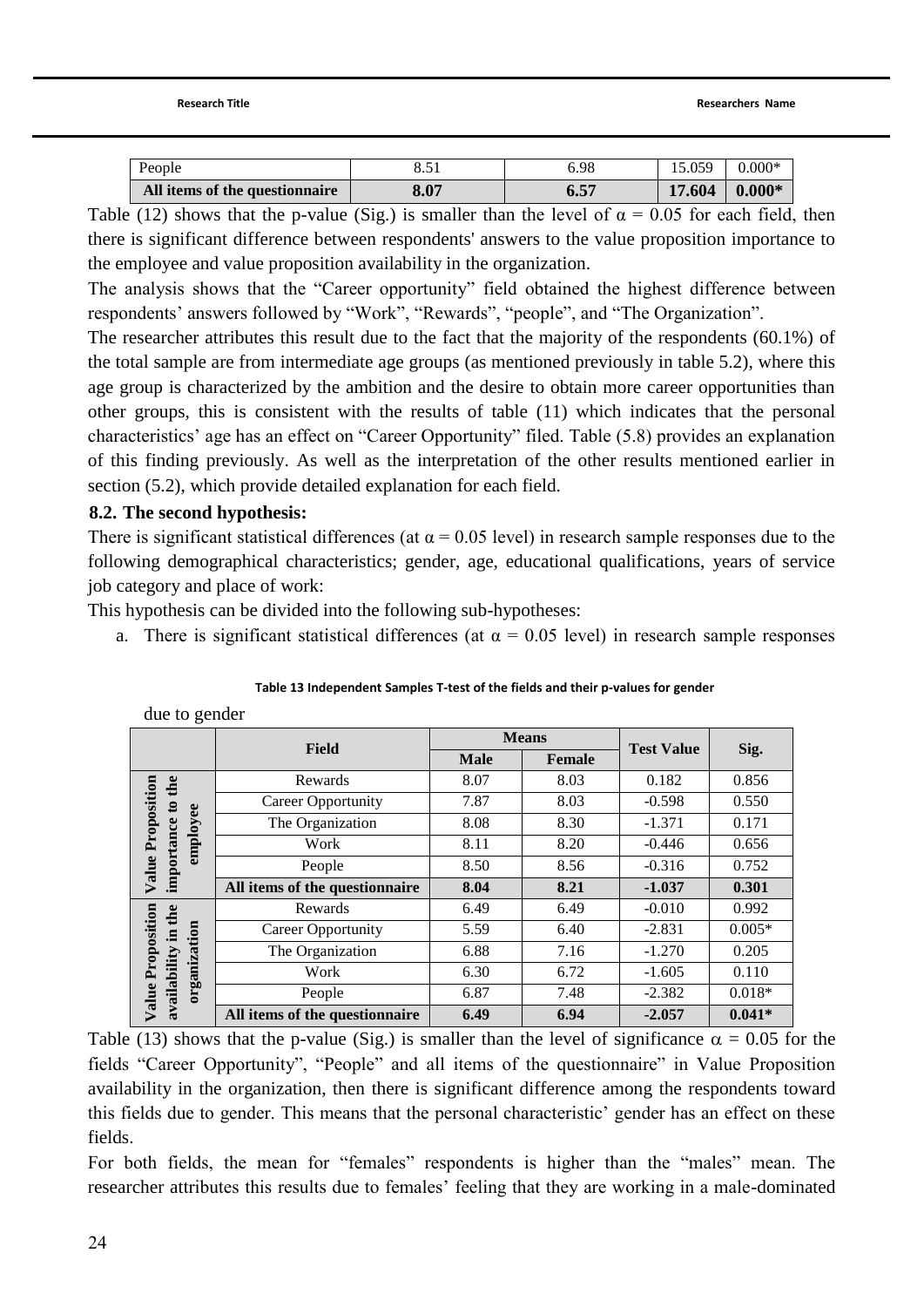| People | 8.51 | 6.98 | 15.059 | 0.000* |
|---|---|---|---|---|
| **All items of the questionnaire** | **8.07** | **6.57** | **17.604** | **0.000*** |

Table (12) shows that the p-value (Sig.) is smaller than the level of $\alpha = 0.05$ for each field, then there is significant difference between respondents' answers to the value proposition importance to the employee and value proposition availability in the organization.

The analysis shows that the "Career opportunity" field obtained the highest difference between respondents' answers followed by "Work", "Rewards", "people", and "The Organization".

The researcher attributes this result due to the fact that the majority of the respondents (60.1%) of the total sample are from intermediate age groups (as mentioned previously in table 5.2), where this age group is characterized by the ambition and the desire to obtain more career opportunities than other groups, this is consistent with the results of table (11) which indicates that the personal characteristics' age has an effect on "Career Opportunity" filed. Table (5.8) provides an explanation of this finding previously. As well as the interpretation of the other results mentioned earlier in section (5.2), which provide detailed explanation for each field.

### 8.2. The second hypothesis:

There is significant statistical differences (at $\alpha = 0.05$ level) in research sample responses due to the following demographical characteristics; gender, age, educational qualifications, years of service job category and place of work:

This hypothesis can be divided into the following sub-hypotheses:

a. There is significant statistical differences (at $\alpha = 0.05$ level) in research sample responses due to gender

Table 13 Independent Samples T-test of the fields and their p-values for gender

| | Field | Means | | Test Value | Sig. |
|---|---|---|---|---|---|
| | | Male | Female | | |
| Value Proposition importance to the employee | Rewards | 8.07 | 8.03 | 0.182 | 0.856 |
| | Career Opportunity | 7.87 | 8.03 | -0.598 | 0.550 |
| | The Organization | 8.08 | 8.30 | -1.371 | 0.171 |
| | Work | 8.11 | 8.20 | -0.446 | 0.656 |
| | People | 8.50 | 8.56 | -0.316 | 0.752 |
| | **All items of the questionnaire** | **8.04** | **8.21** | **-1.037** | **0.301** |
| Value Proposition availability in the organization | Rewards | 6.49 | 6.49 | -0.010 | 0.992 |
| | Career Opportunity | 5.59 | 6.40 | -2.831 | 0.005* |
| | The Organization | 6.88 | 7.16 | -1.270 | 0.205 |
| | Work | 6.30 | 6.72 | -1.605 | 0.110 |
| | People | 6.87 | 7.48 | -2.382 | 0.018* |
| | **All items of the questionnaire** | **6.49** | **6.94** | **-2.057** | **0.041*** |

Table (13) shows that the p-value (Sig.) is smaller than the level of significance $\alpha = 0.05$ for the fields "Career Opportunity", "People" and all items of the questionnaire" in Value Proposition availability in the organization, then there is significant difference among the respondents toward this fields due to gender. This means that the personal characteristic' gender has an effect on these fields.

For both fields, the mean for "females" respondents is higher than the "males" mean. The researcher attributes this results due to females' feeling that they are working in a male-dominated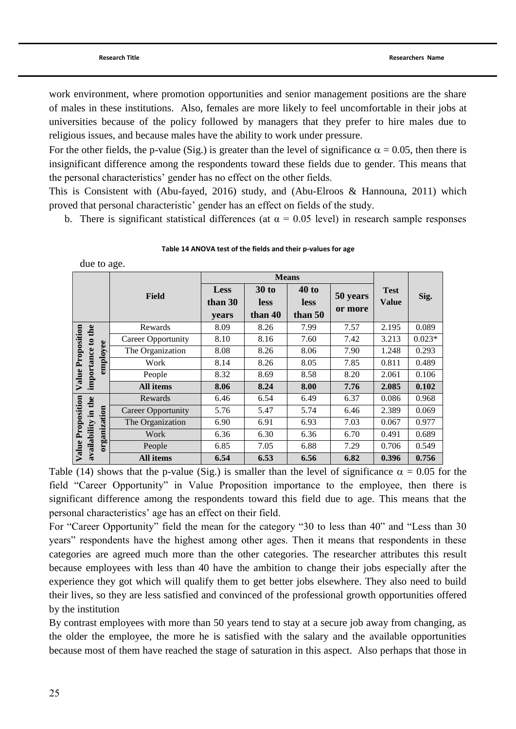work environment, where promotion opportunities and senior management positions are the share of males in these institutions. Also, females are more likely to feel uncomfortable in their jobs at universities because of the policy followed by managers that they prefer to hire males due to religious issues, and because males have the ability to work under pressure.

For the other fields, the p-value (Sig.) is greater than the level of significance $\alpha = 0.05$, then there is insignificant difference among the respondents toward these fields due to gender. This means that the personal characteristics' gender has no effect on the other fields.

This is Consistent with (Abu-fayed, 2016) study, and (Abu-Elroos & Hannouna, 2011) which proved that personal characteristic' gender has an effect on fields of the study.

b. There is significant statistical differences (at $\alpha = 0.05$ level) in research sample responses due to age.

**Table 14 ANOVA test of the fields and their p-values for age**

| | Field | Means | | | | Test Value | Sig. |
|---|---|---|---|---|---|---|---|
| | | Less than 30 years | 30 to less than 40 | 40 to less than 50 | 50 years or more | | |
| Value Proposition importance to the employee | Rewards | 8.09 | 8.26 | 7.99 | 7.57 | 2.195 | 0.089 |
| | Career Opportunity | 8.10 | 8.16 | 7.60 | 7.42 | 3.213 | 0.023* |
| | The Organization | 8.08 | 8.26 | 8.06 | 7.90 | 1.248 | 0.293 |
| | Work | 8.14 | 8.26 | 8.05 | 7.85 | 0.811 | 0.489 |
| | People | 8.32 | 8.69 | 8.58 | 8.20 | 2.061 | 0.106 |
| | **All items** | **8.06** | **8.24** | **8.00** | **7.76** | **2.085** | **0.102** |
| Value Proposition availability in the organization | Rewards | 6.46 | 6.54 | 6.49 | 6.37 | 0.086 | 0.968 |
| | Career Opportunity | 5.76 | 5.47 | 5.74 | 6.46 | 2.389 | 0.069 |
| | The Organization | 6.90 | 6.91 | 6.93 | 7.03 | 0.067 | 0.977 |
| | Work | 6.36 | 6.30 | 6.36 | 6.70 | 0.491 | 0.689 |
| | People | 6.85 | 7.05 | 6.88 | 7.29 | 0.706 | 0.549 |
| | **All items** | **6.54** | **6.53** | **6.56** | **6.82** | **0.396** | **0.756** |

Table (14) shows that the p-value (Sig.) is smaller than the level of significance $\alpha = 0.05$ for the field "Career Opportunity" in Value Proposition importance to the employee, then there is significant difference among the respondents toward this field due to age. This means that the personal characteristics' age has an effect on their field.

For "Career Opportunity" field the mean for the category "30 to less than 40" and "Less than 30 years" respondents have the highest among other ages. Then it means that respondents in these categories are agreed much more than the other categories. The researcher attributes this result because employees with less than 40 have the ambition to change their jobs especially after the experience they got which will qualify them to get better jobs elsewhere. They also need to build their lives, so they are less satisfied and convinced of the professional growth opportunities offered by the institution

By contrast employees with more than 50 years tend to stay at a secure job away from changing, as the older the employee, the more he is satisfied with the salary and the available opportunities because most of them have reached the stage of saturation in this aspect. Also perhaps that those in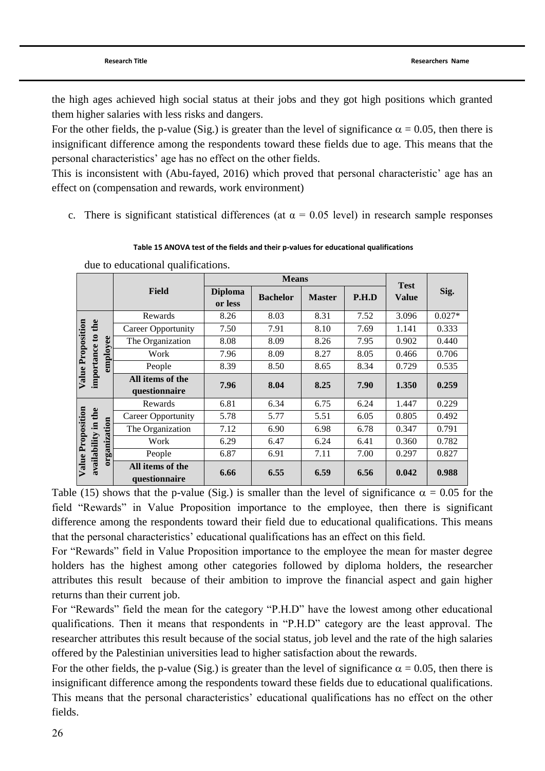the high ages achieved high social status at their jobs and they got high positions which granted them higher salaries with less risks and dangers.

For the other fields, the p-value (Sig.) is greater than the level of significance $\alpha = 0.05$, then there is insignificant difference among the respondents toward these fields due to age. This means that the personal characteristics' age has no effect on the other fields.

This is inconsistent with (Abu-fayed, 2016) which proved that personal characteristic' age has an effect on (compensation and rewards, work environment)

c. There is significant statistical differences (at $\alpha = 0.05$ level) in research sample responses due to educational qualifications.

**Table 15 ANOVA test of the fields and their p-values for educational qualifications**

| | Field | Means | | | | Test Value | Sig. |
|---|---|---|---|---|---|---|---|
| | | Diploma or less | Bachelor | Master | P.H.D | | |
| Value Proposition importance to the employee | Rewards | 8.26 | 8.03 | 8.31 | 7.52 | 3.096 | 0.027* |
| | Career Opportunity | 7.50 | 7.91 | 8.10 | 7.69 | 1.141 | 0.333 |
| | The Organization | 8.08 | 8.09 | 8.26 | 7.95 | 0.902 | 0.440 |
| | Work | 7.96 | 8.09 | 8.27 | 8.05 | 0.466 | 0.706 |
| | People | 8.39 | 8.50 | 8.65 | 8.34 | 0.729 | 0.535 |
| | **All items of the questionnaire** | **7.96** | **8.04** | **8.25** | **7.90** | **1.350** | **0.259** |
| Value Proposition availability in the organization | Rewards | 6.81 | 6.34 | 6.75 | 6.24 | 1.447 | 0.229 |
| | Career Opportunity | 5.78 | 5.77 | 5.51 | 6.05 | 0.805 | 0.492 |
| | The Organization | 7.12 | 6.90 | 6.98 | 6.78 | 0.347 | 0.791 |
| | Work | 6.29 | 6.47 | 6.24 | 6.41 | 0.360 | 0.782 |
| | People | 6.87 | 6.91 | 7.11 | 7.00 | 0.297 | 0.827 |
| | **All items of the questionnaire** | **6.66** | **6.55** | **6.59** | **6.56** | **0.042** | **0.988** |

Table (15) shows that the p-value (Sig.) is smaller than the level of significance $\alpha = 0.05$ for the field "Rewards" in Value Proposition importance to the employee, then there is significant difference among the respondents toward their field due to educational qualifications. This means that the personal characteristics' educational qualifications has an effect on this field.

For "Rewards" field in Value Proposition importance to the employee the mean for master degree holders has the highest among other categories followed by diploma holders, the researcher attributes this result because of their ambition to improve the financial aspect and gain higher returns than their current job.

For "Rewards" field the mean for the category "P.H.D" have the lowest among other educational qualifications. Then it means that respondents in "P.H.D" category are the least approval. The researcher attributes this result because of the social status, job level and the rate of the high salaries offered by the Palestinian universities lead to higher satisfaction about the rewards.

For the other fields, the p-value (Sig.) is greater than the level of significance $\alpha = 0.05$, then there is insignificant difference among the respondents toward these fields due to educational qualifications. This means that the personal characteristics' educational qualifications has no effect on the other fields.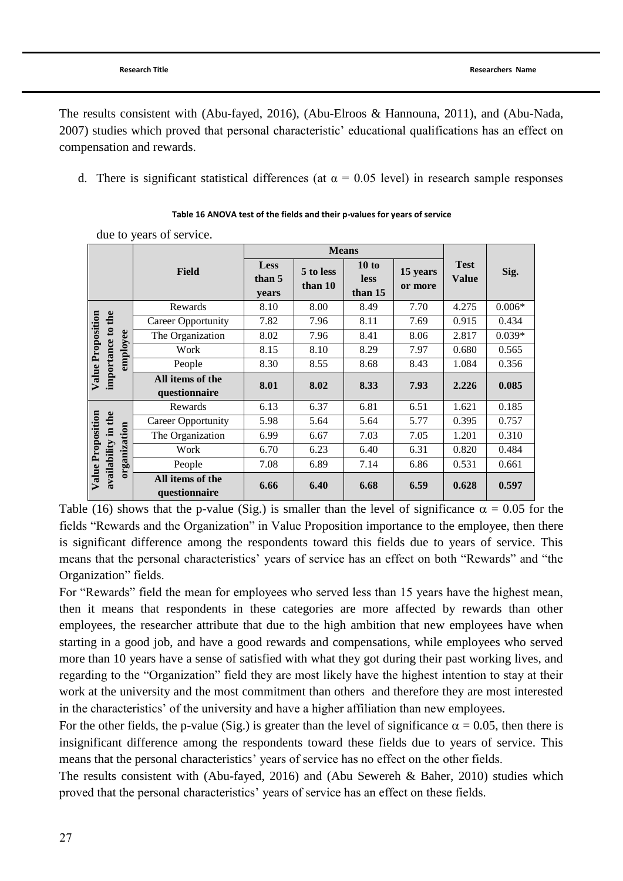The results consistent with (Abu-fayed, 2016), (Abu-Elroos & Hannouna, 2011), and (Abu-Nada, 2007) studies which proved that personal characteristic' educational qualifications has an effect on compensation and rewards.

d. There is significant statistical differences (at $\alpha = 0.05$ level) in research sample responses due to years of service.

**Table 16 ANOVA test of the fields and their p-values for years of service**

| | Field | Means | | | | Test Value | Sig. |
|---|---|---|---|---|---|---|---|
| | | Less than 5 years | 5 to less than 10 | 10 to less than 15 | 15 years or more | | |
| Value Proposition importance to the employee | Rewards | 8.10 | 8.00 | 8.49 | 7.70 | 4.275 | 0.006* |
| | Career Opportunity | 7.82 | 7.96 | 8.11 | 7.69 | 0.915 | 0.434 |
| | The Organization | 8.02 | 7.96 | 8.41 | 8.06 | 2.817 | 0.039* |
| | Work | 8.15 | 8.10 | 8.29 | 7.97 | 0.680 | 0.565 |
| | People | 8.30 | 8.55 | 8.68 | 8.43 | 1.084 | 0.356 |
| | **All items of the questionnaire** | **8.01** | **8.02** | **8.33** | **7.93** | **2.226** | **0.085** |
| Value Proposition availability in the organization | Rewards | 6.13 | 6.37 | 6.81 | 6.51 | 1.621 | 0.185 |
| | Career Opportunity | 5.98 | 5.64 | 5.64 | 5.77 | 0.395 | 0.757 |
| | The Organization | 6.99 | 6.67 | 7.03 | 7.05 | 1.201 | 0.310 |
| | Work | 6.70 | 6.23 | 6.40 | 6.31 | 0.820 | 0.484 |
| | People | 7.08 | 6.89 | 7.14 | 6.86 | 0.531 | 0.661 |
| | **All items of the questionnaire** | **6.66** | **6.40** | **6.68** | **6.59** | **0.628** | **0.597** |

Table (16) shows that the p-value (Sig.) is smaller than the level of significance $\alpha = 0.05$ for the fields "Rewards and the Organization" in Value Proposition importance to the employee, then there is significant difference among the respondents toward this fields due to years of service. This means that the personal characteristics' years of service has an effect on both "Rewards" and "the Organization" fields.

For "Rewards" field the mean for employees who served less than 15 years have the highest mean, then it means that respondents in these categories are more affected by rewards than other employees, the researcher attribute that due to the high ambition that new employees have when starting in a good job, and have a good rewards and compensations, while employees who served more than 10 years have a sense of satisfied with what they got during their past working lives, and regarding to the "Organization" field they are most likely have the highest intention to stay at their work at the university and the most commitment than others and therefore they are most interested in the characteristics' of the university and have a higher affiliation than new employees.

For the other fields, the p-value (Sig.) is greater than the level of significance $\alpha = 0.05$, then there is insignificant difference among the respondents toward these fields due to years of service. This means that the personal characteristics' years of service has no effect on the other fields.

The results consistent with (Abu-fayed, 2016) and (Abu Sewereh & Baher, 2010) studies which proved that the personal characteristics' years of service has an effect on these fields.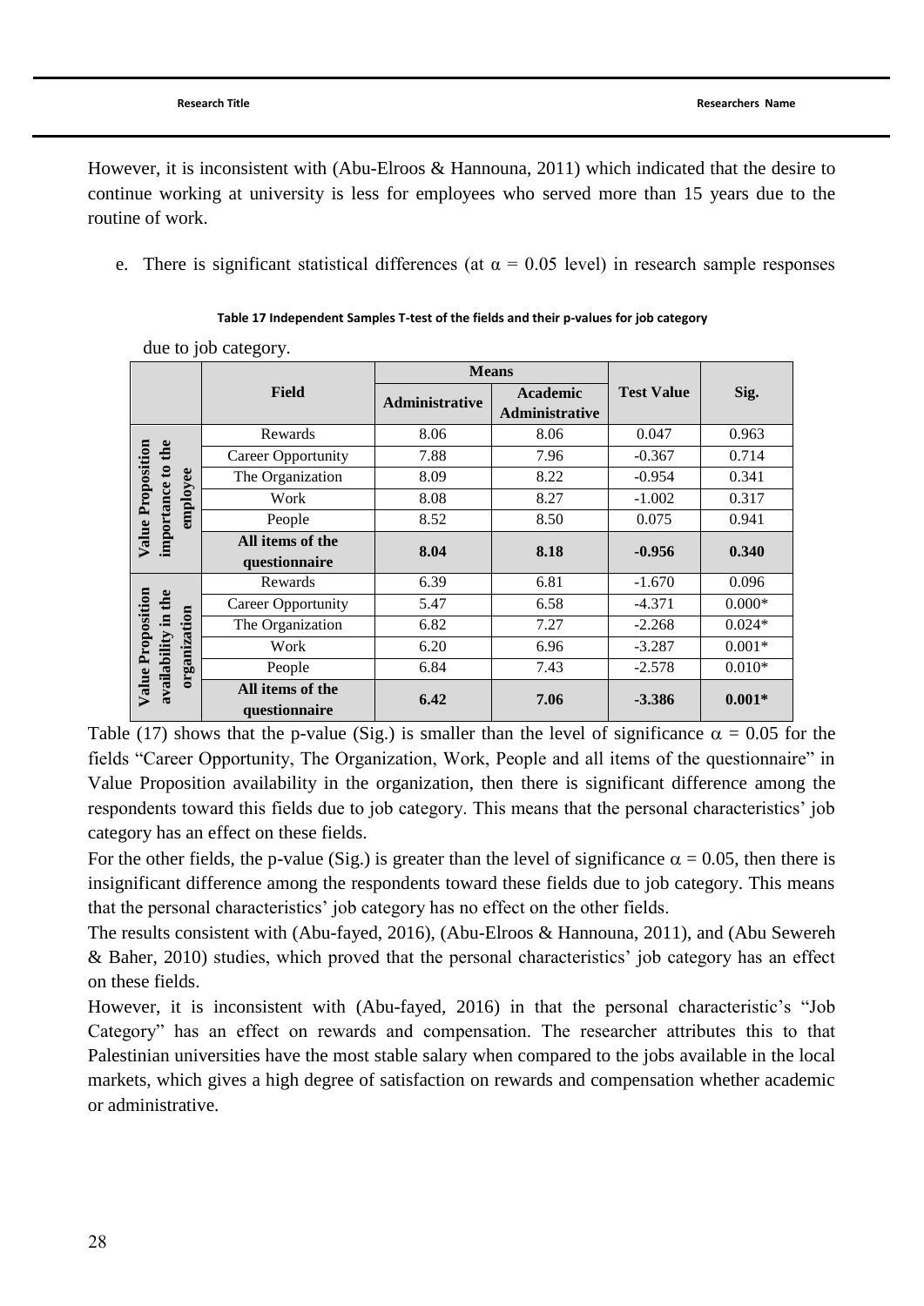However, it is inconsistent with (Abu-Elroos & Hannouna, 2011) which indicated that the desire to continue working at university is less for employees who served more than 15 years due to the routine of work.

e. There is significant statistical differences (at $\alpha = 0.05$ level) in research sample responses due to job category.

**Table 17 Independent Samples T-test of the fields and their p-values for job category**

| | Field | Means | | Test Value | Sig. |
|---|---|---|---|---|---|
| | | Administrative | Academic Administrative | | |
| Value Proposition importance to the employee | Rewards | 8.06 | 8.06 | 0.047 | 0.963 |
| | Career Opportunity | 7.88 | 7.96 | -0.367 | 0.714 |
| | The Organization | 8.09 | 8.22 | -0.954 | 0.341 |
| | Work | 8.08 | 8.27 | -1.002 | 0.317 |
| | People | 8.52 | 8.50 | 0.075 | 0.941 |
| | **All items of the questionnaire** | **8.04** | **8.18** | **-0.956** | **0.340** |
| Value Proposition availability in the organization | Rewards | 6.39 | 6.81 | -1.670 | 0.096 |
| | Career Opportunity | 5.47 | 6.58 | -4.371 | 0.000* |
| | The Organization | 6.82 | 7.27 | -2.268 | 0.024* |
| | Work | 6.20 | 6.96 | -3.287 | 0.001* |
| | People | 6.84 | 7.43 | -2.578 | 0.010* |
| | **All items of the questionnaire** | **6.42** | **7.06** | **-3.386** | **0.001*** |

Table (17) shows that the p-value (Sig.) is smaller than the level of significance $\alpha = 0.05$ for the fields "Career Opportunity, The Organization, Work, People and all items of the questionnaire" in Value Proposition availability in the organization, then there is significant difference among the respondents toward this fields due to job category. This means that the personal characteristics' job category has an effect on these fields.

For the other fields, the p-value (Sig.) is greater than the level of significance $\alpha = 0.05$, then there is insignificant difference among the respondents toward these fields due to job category. This means that the personal characteristics' job category has no effect on the other fields.

The results consistent with (Abu-fayed, 2016), (Abu-Elroos & Hannouna, 2011), and (Abu Sewereh & Baher, 2010) studies, which proved that the personal characteristics' job category has an effect on these fields.

However, it is inconsistent with (Abu-fayed, 2016) in that the personal characteristic's "Job Category" has an effect on rewards and compensation. The researcher attributes this to that Palestinian universities have the most stable salary when compared to the jobs available in the local markets, which gives a high degree of satisfaction on rewards and compensation whether academic or administrative.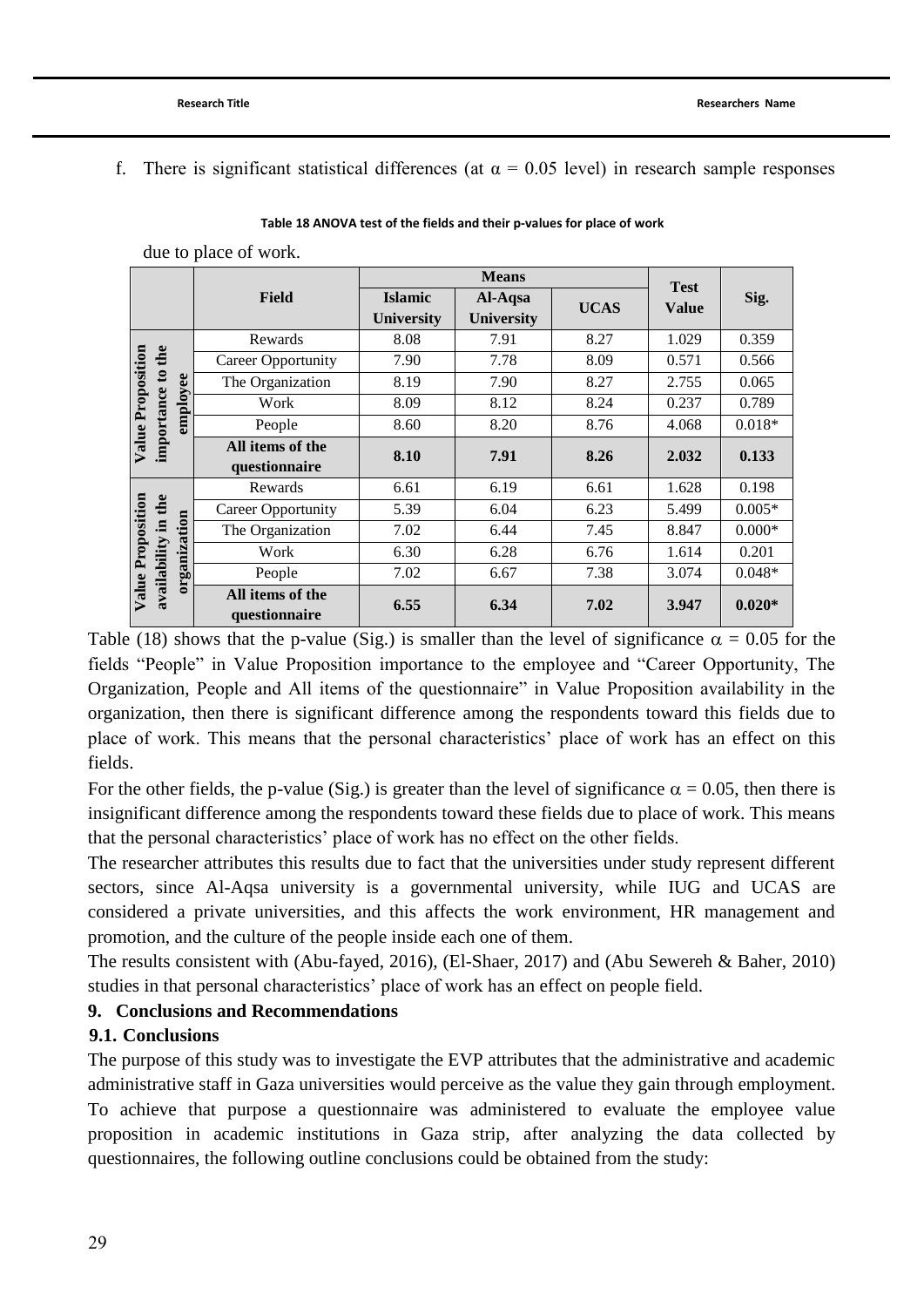f. There is significant statistical differences (at $\alpha = 0.05$ level) in research sample responses due to place of work.

**Table 18 ANOVA test of the fields and their p-values for place of work**

| | Field | Means | | | Test Value | Sig. |
|---|---|---|---|---|---|---|
| | | Islamic University | Al-Aqsa University | UCAS | | |
| Value Proposition importance to the employee | Rewards | 8.08 | 7.91 | 8.27 | 1.029 | 0.359 |
| | Career Opportunity | 7.90 | 7.78 | 8.09 | 0.571 | 0.566 |
| | The Organization | 8.19 | 7.90 | 8.27 | 2.755 | 0.065 |
| | Work | 8.09 | 8.12 | 8.24 | 0.237 | 0.789 |
| | People | 8.60 | 8.20 | 8.76 | 4.068 | 0.018* |
| | **All items of the questionnaire** | **8.10** | **7.91** | **8.26** | **2.032** | **0.133** |
| Value Proposition availability in the organization | Rewards | 6.61 | 6.19 | 6.61 | 1.628 | 0.198 |
| | Career Opportunity | 5.39 | 6.04 | 6.23 | 5.499 | 0.005* |
| | The Organization | 7.02 | 6.44 | 7.45 | 8.847 | 0.000* |
| | Work | 6.30 | 6.28 | 6.76 | 1.614 | 0.201 |
| | People | 7.02 | 6.67 | 7.38 | 3.074 | 0.048* |
| | **All items of the questionnaire** | **6.55** | **6.34** | **7.02** | **3.947** | **0.020*** |

Table (18) shows that the p-value (Sig.) is smaller than the level of significance $\alpha = 0.05$ for the fields "People" in Value Proposition importance to the employee and "Career Opportunity, The Organization, People and All items of the questionnaire" in Value Proposition availability in the organization, then there is significant difference among the respondents toward this fields due to place of work. This means that the personal characteristics' place of work has an effect on this fields.

For the other fields, the p-value (Sig.) is greater than the level of significance $\alpha = 0.05$, then there is insignificant difference among the respondents toward these fields due to place of work. This means that the personal characteristics' place of work has no effect on the other fields.

The researcher attributes this results due to fact that the universities under study represent different sectors, since Al-Aqsa university is a governmental university, while IUG and UCAS are considered a private universities, and this affects the work environment, HR management and promotion, and the culture of the people inside each one of them.

The results consistent with (Abu-fayed, 2016), (El-Shaer, 2017) and (Abu Sewereh & Baher, 2010) studies in that personal characteristics' place of work has an effect on people field.

## 9. Conclusions and Recommendations

### 9.1. Conclusions

The purpose of this study was to investigate the EVP attributes that the administrative and academic administrative staff in Gaza universities would perceive as the value they gain through employment. To achieve that purpose a questionnaire was administered to evaluate the employee value proposition in academic institutions in Gaza strip, after analyzing the data collected by questionnaires, the following outline conclusions could be obtained from the study: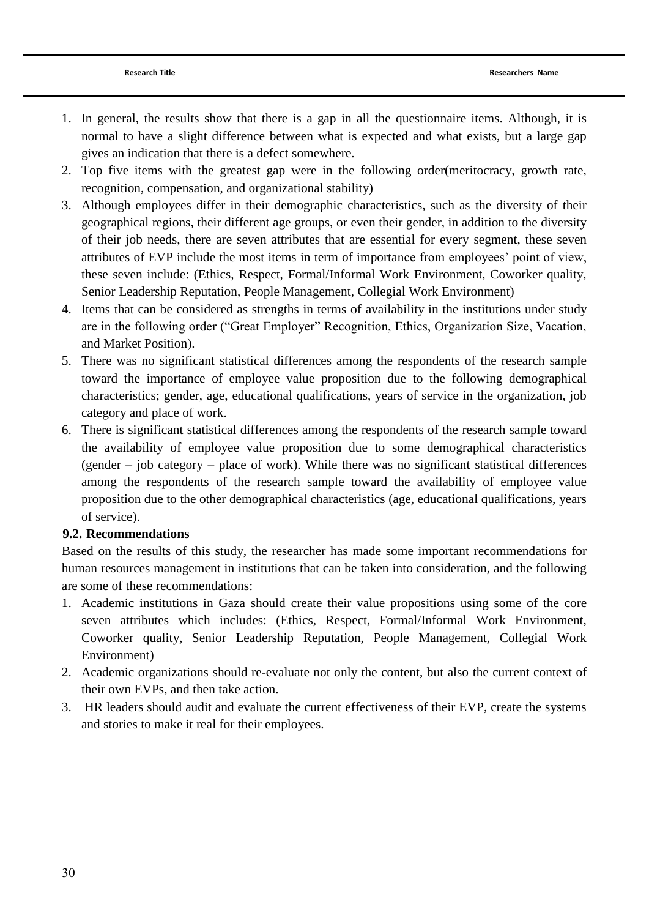1. In general, the results show that there is a gap in all the questionnaire items. Although, it is normal to have a slight difference between what is expected and what exists, but a large gap gives an indication that there is a defect somewhere.
2. Top five items with the greatest gap were in the following order(meritocracy, growth rate, recognition, compensation, and organizational stability)
3. Although employees differ in their demographic characteristics, such as the diversity of their geographical regions, their different age groups, or even their gender, in addition to the diversity of their job needs, there are seven attributes that are essential for every segment, these seven attributes of EVP include the most items in term of importance from employees' point of view, these seven include: (Ethics, Respect, Formal/Informal Work Environment, Coworker quality, Senior Leadership Reputation, People Management, Collegial Work Environment)
4. Items that can be considered as strengths in terms of availability in the institutions under study are in the following order ("Great Employer" Recognition, Ethics, Organization Size, Vacation, and Market Position).
5. There was no significant statistical differences among the respondents of the research sample toward the importance of employee value proposition due to the following demographical characteristics; gender, age, educational qualifications, years of service in the organization, job category and place of work.
6. There is significant statistical differences among the respondents of the research sample toward the availability of employee value proposition due to some demographical characteristics (gender – job category – place of work). While there was no significant statistical differences among the respondents of the research sample toward the availability of employee value proposition due to the other demographical characteristics (age, educational qualifications, years of service).

### 9.2. Recommendations

Based on the results of this study, the researcher has made some important recommendations for human resources management in institutions that can be taken into consideration, and the following are some of these recommendations:

1. Academic institutions in Gaza should create their value propositions using some of the core seven attributes which includes: (Ethics, Respect, Formal/Informal Work Environment, Coworker quality, Senior Leadership Reputation, People Management, Collegial Work Environment)
2. Academic organizations should re-evaluate not only the content, but also the current context of their own EVPs, and then take action.
3. HR leaders should audit and evaluate the current effectiveness of their EVP, create the systems and stories to make it real for their employees.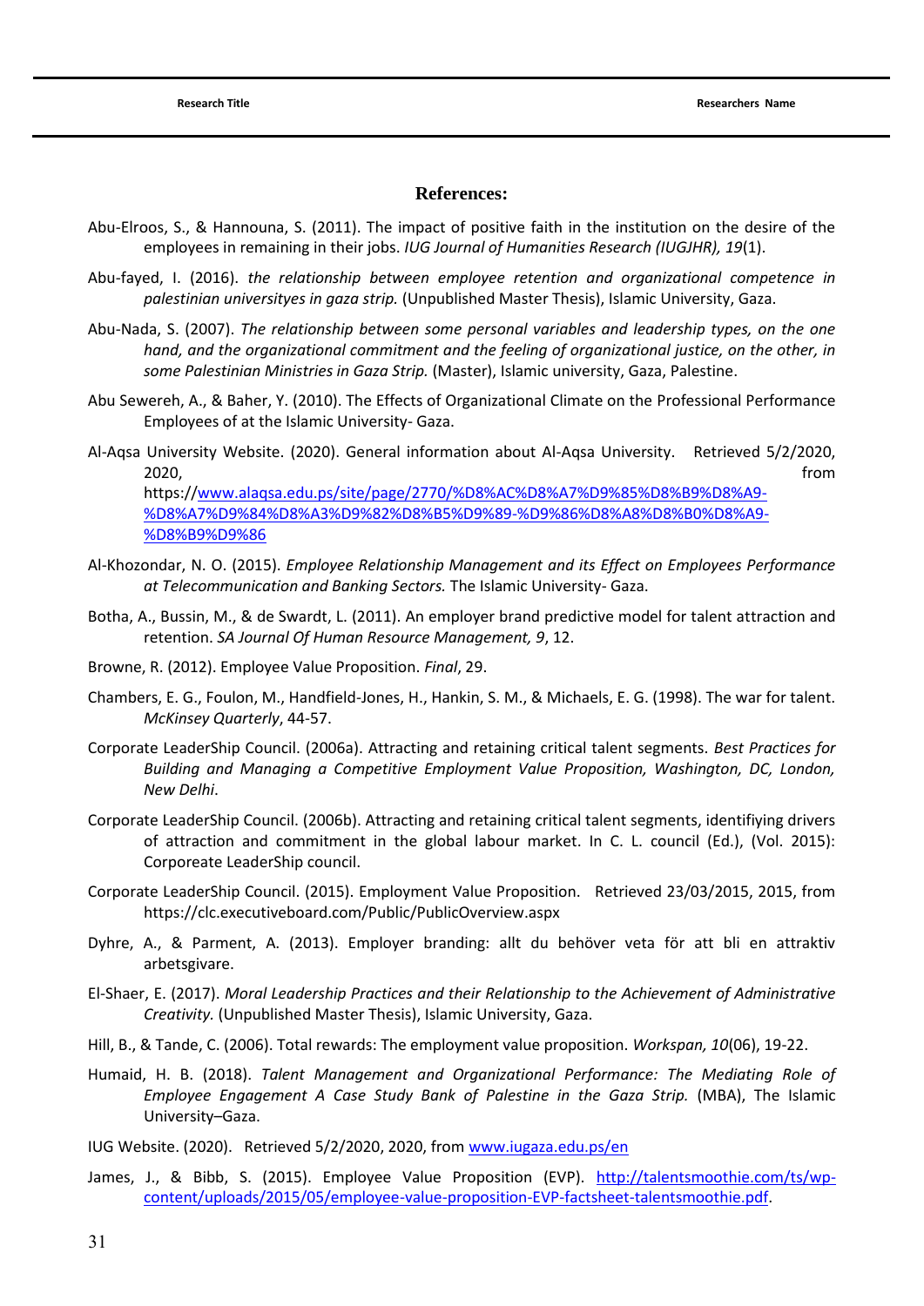## References:

Abu-Elroos, S., & Hannouna, S. (2011). The impact of positive faith in the institution on the desire of the employees in remaining in their jobs. *IUG Journal of Humanities Research (IUGJHR), 19*(1).

Abu-fayed, I. (2016). *the relationship between employee retention and organizational competence in palestinian universityes in gaza strip.* (Unpublished Master Thesis), Islamic University, Gaza.

Abu-Nada, S. (2007). *The relationship between some personal variables and leadership types, on the one hand, and the organizational commitment and the feeling of organizational justice, on the other, in some Palestinian Ministries in Gaza Strip.* (Master), Islamic university, Gaza, Palestine.

Abu Sewereh, A., & Baher, Y. (2010). The Effects of Organizational Climate on the Professional Performance Employees of at the Islamic University- Gaza.

Al-Aqsa University Website. (2020). General information about Al-Aqsa University. Retrieved 5/2/2020, 2020, from https://www.alaqsa.edu.ps/site/page/2770/%D8%AC%D8%A7%D9%85%D8%B9%D8%A9-%D8%A7%D9%84%D8%A3%D9%82%D8%B5%D9%89-%D9%86%D8%A8%D8%B0%D8%A9-%D8%B9%D9%86

Al-Khozondar, N. O. (2015). *Employee Relationship Management and its Effect on Employees Performance at Telecommunication and Banking Sectors.* The Islamic University- Gaza.

Botha, A., Bussin, M., & de Swardt, L. (2011). An employer brand predictive model for talent attraction and retention. *SA Journal Of Human Resource Management, 9*, 12.

Browne, R. (2012). Employee Value Proposition. *Final*, 29.

Chambers, E. G., Foulon, M., Handfield-Jones, H., Hankin, S. M., & Michaels, E. G. (1998). The war for talent. *McKinsey Quarterly*, 44-57.

Corporate LeaderShip Council. (2006a). Attracting and retaining critical talent segments. *Best Practices for Building and Managing a Competitive Employment Value Proposition, Washington, DC, London, New Delhi*.

Corporate LeaderShip Council. (2006b). Attracting and retaining critical talent segments, identifiying drivers of attraction and commitment in the global labour market. In C. L. council (Ed.), (Vol. 2015): Corporeate LeaderShip council.

Corporate LeaderShip Council. (2015). Employment Value Proposition. Retrieved 23/03/2015, 2015, from https://clc.executiveboard.com/Public/PublicOverview.aspx

Dyhre, A., & Parment, A. (2013). Employer branding: allt du behöver veta för att bli en attraktiv arbetsgivare.

El-Shaer, E. (2017). *Moral Leadership Practices and their Relationship to the Achievement of Administrative Creativity.* (Unpublished Master Thesis), Islamic University, Gaza.

Hill, B., & Tande, C. (2006). Total rewards: The employment value proposition. *Workspan, 10*(06), 19-22.

Humaid, H. B. (2018). *Talent Management and Organizational Performance: The Mediating Role of Employee Engagement A Case Study Bank of Palestine in the Gaza Strip.* (MBA), The Islamic University–Gaza.

IUG Website. (2020). Retrieved 5/2/2020, 2020, from www.iugaza.edu.ps/en

James, J., & Bibb, S. (2015). Employee Value Proposition (EVP). http://talentsmoothie.com/ts/wp-content/uploads/2015/05/employee-value-proposition-EVP-factsheet-talentsmoothie.pdf.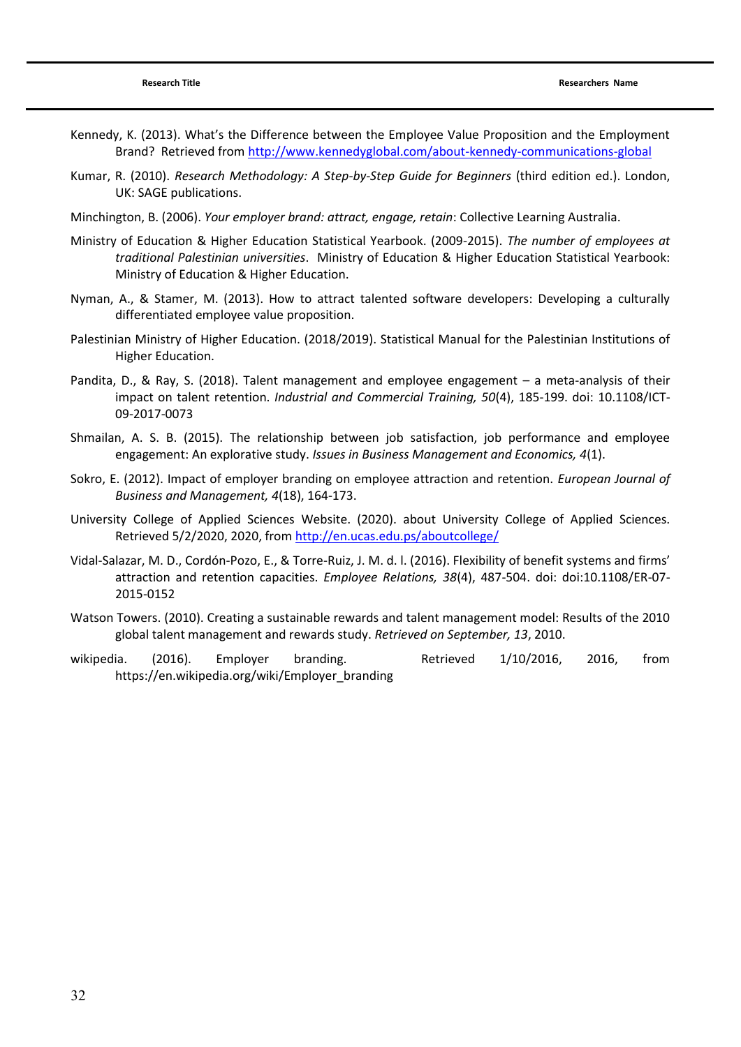Kennedy, K. (2013). What's the Difference between the Employee Value Proposition and the Employment Brand? Retrieved from http://www.kennedyglobal.com/about-kennedy-communications-global

Kumar, R. (2010). *Research Methodology: A Step-by-Step Guide for Beginners* (third edition ed.). London, UK: SAGE publications.

Minchington, B. (2006). *Your employer brand: attract, engage, retain*: Collective Learning Australia.

Ministry of Education & Higher Education Statistical Yearbook. (2009-2015). *The number of employees at traditional Palestinian universities*. Ministry of Education & Higher Education Statistical Yearbook: Ministry of Education & Higher Education.

Nyman, A., & Stamer, M. (2013). How to attract talented software developers: Developing a culturally differentiated employee value proposition.

Palestinian Ministry of Higher Education. (2018/2019). Statistical Manual for the Palestinian Institutions of Higher Education.

Pandita, D., & Ray, S. (2018). Talent management and employee engagement – a meta-analysis of their impact on talent retention. *Industrial and Commercial Training, 50*(4), 185-199. doi: 10.1108/ICT-09-2017-0073

Shmailan, A. S. B. (2015). The relationship between job satisfaction, job performance and employee engagement: An explorative study. *Issues in Business Management and Economics, 4*(1).

Sokro, E. (2012). Impact of employer branding on employee attraction and retention. *European Journal of Business and Management, 4*(18), 164-173.

University College of Applied Sciences Website. (2020). about University College of Applied Sciences. Retrieved 5/2/2020, 2020, from http://en.ucas.edu.ps/aboutcollege/

Vidal-Salazar, M. D., Cordón-Pozo, E., & Torre-Ruiz, J. M. d. l. (2016). Flexibility of benefit systems and firms' attraction and retention capacities. *Employee Relations, 38*(4), 487-504. doi: doi:10.1108/ER-07-2015-0152

Watson Towers. (2010). Creating a sustainable rewards and talent management model: Results of the 2010 global talent management and rewards study. *Retrieved on September, 13*, 2010.

wikipedia. (2016). Employer branding. Retrieved 1/10/2016, 2016, from https://en.wikipedia.org/wiki/Employer_branding